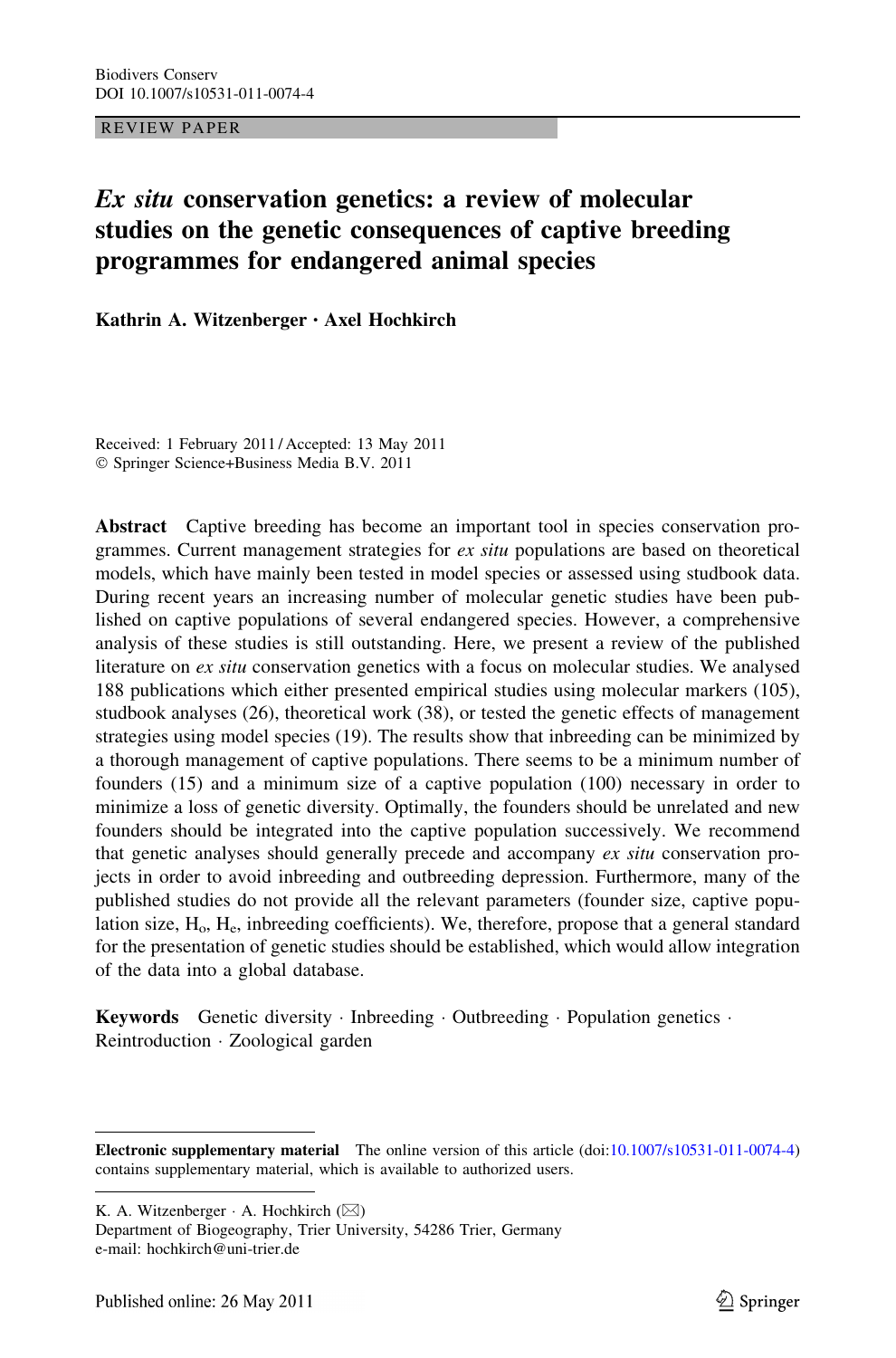Biodivers Conserv
DOI 10.1007/s10531-011-0074-4

REVIEW PAPER

# *Ex situ* conservation genetics: a review of molecular studies on the genetic consequences of captive breeding programmes for endangered animal species

**Kathrin A. Witzenberger · Axel Hochkirch**

Received: 1 February 2011 / Accepted: 13 May 2011
© Springer Science+Business Media B.V. 2011

**Abstract** Captive breeding has become an important tool in species conservation programmes. Current management strategies for *ex situ* populations are based on theoretical models, which have mainly been tested in model species or assessed using studbook data. During recent years an increasing number of molecular genetic studies have been published on captive populations of several endangered species. However, a comprehensive analysis of these studies is still outstanding. Here, we present a review of the published literature on *ex situ* conservation genetics with a focus on molecular studies. We analysed 188 publications which either presented empirical studies using molecular markers (105), studbook analyses (26), theoretical work (38), or tested the genetic effects of management strategies using model species (19). The results show that inbreeding can be minimized by a thorough management of captive populations. There seems to be a minimum number of founders (15) and a minimum size of a captive population (100) necessary in order to minimize a loss of genetic diversity. Optimally, the founders should be unrelated and new founders should be integrated into the captive population successively. We recommend that genetic analyses should generally precede and accompany *ex situ* conservation projects in order to avoid inbreeding and outbreeding depression. Furthermore, many of the published studies do not provide all the relevant parameters (founder size, captive population size, $H_o$, $H_e$, inbreeding coefficients). We, therefore, propose that a general standard for the presentation of genetic studies should be established, which would allow integration of the data into a global database.

**Keywords** Genetic diversity · Inbreeding · Outbreeding · Population genetics · Reintroduction · Zoological garden

**Electronic supplementary material** The online version of this article (doi:10.1007/s10531-011-0074-4) contains supplementary material, which is available to authorized users.

K. A. Witzenberger · A. Hochkirch (✉)
Department of Biogeography, Trier University, 54286 Trier, Germany
e-mail: hochkirch@uni-trier.de

Published online: 26 May 2011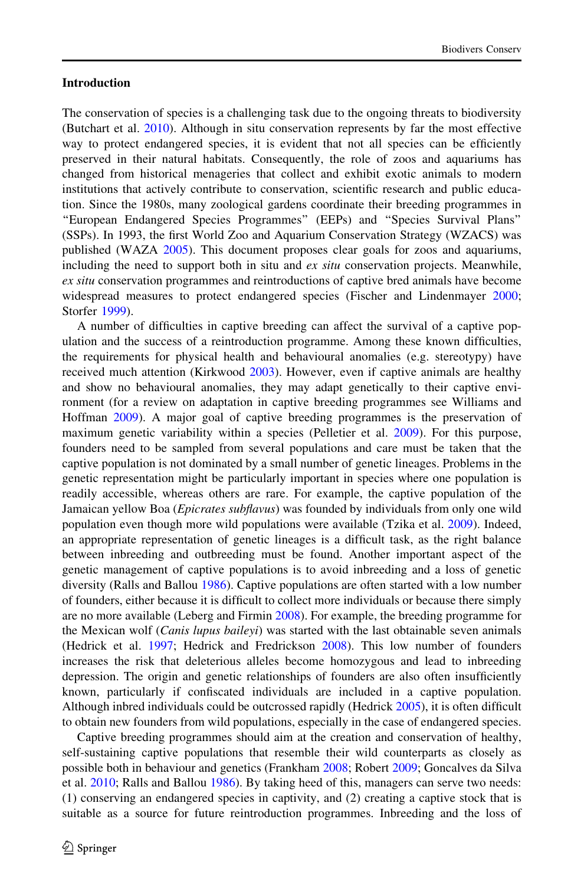## Introduction

The conservation of species is a challenging task due to the ongoing threats to biodiversity (Butchart et al. 2010). Although in situ conservation represents by far the most effective way to protect endangered species, it is evident that not all species can be efficiently preserved in their natural habitats. Consequently, the role of zoos and aquariums has changed from historical menageries that collect and exhibit exotic animals to modern institutions that actively contribute to conservation, scientific research and public education. Since the 1980s, many zoological gardens coordinate their breeding programmes in "European Endangered Species Programmes" (EEPs) and "Species Survival Plans" (SSPs). In 1993, the first World Zoo and Aquarium Conservation Strategy (WZACS) was published (WAZA 2005). This document proposes clear goals for zoos and aquariums, including the need to support both in situ and *ex situ* conservation projects. Meanwhile, *ex situ* conservation programmes and reintroductions of captive bred animals have become widespread measures to protect endangered species (Fischer and Lindenmayer 2000; Storfer 1999).

A number of difficulties in captive breeding can affect the survival of a captive population and the success of a reintroduction programme. Among these known difficulties, the requirements for physical health and behavioural anomalies (e.g. stereotypy) have received much attention (Kirkwood 2003). However, even if captive animals are healthy and show no behavioural anomalies, they may adapt genetically to their captive environment (for a review on adaptation in captive breeding programmes see Williams and Hoffman 2009). A major goal of captive breeding programmes is the preservation of maximum genetic variability within a species (Pelletier et al. 2009). For this purpose, founders need to be sampled from several populations and care must be taken that the captive population is not dominated by a small number of genetic lineages. Problems in the genetic representation might be particularly important in species where one population is readily accessible, whereas others are rare. For example, the captive population of the Jamaican yellow Boa (*Epicrates subflavus*) was founded by individuals from only one wild population even though more wild populations were available (Tzika et al. 2009). Indeed, an appropriate representation of genetic lineages is a difficult task, as the right balance between inbreeding and outbreeding must be found. Another important aspect of the genetic management of captive populations is to avoid inbreeding and a loss of genetic diversity (Ralls and Ballou 1986). Captive populations are often started with a low number of founders, either because it is difficult to collect more individuals or because there simply are no more available (Leberg and Firmin 2008). For example, the breeding programme for the Mexican wolf (*Canis lupus baileyi*) was started with the last obtainable seven animals (Hedrick et al. 1997; Hedrick and Fredrickson 2008). This low number of founders increases the risk that deleterious alleles become homozygous and lead to inbreeding depression. The origin and genetic relationships of founders are also often insufficiently known, particularly if confiscated individuals are included in a captive population. Although inbred individuals could be outcrossed rapidly (Hedrick 2005), it is often difficult to obtain new founders from wild populations, especially in the case of endangered species.

Captive breeding programmes should aim at the creation and conservation of healthy, self-sustaining captive populations that resemble their wild counterparts as closely as possible both in behaviour and genetics (Frankham 2008; Robert 2009; Goncalves da Silva et al. 2010; Ralls and Ballou 1986). By taking heed of this, managers can serve two needs: (1) conserving an endangered species in captivity, and (2) creating a captive stock that is suitable as a source for future reintroduction programmes. Inbreeding and the loss of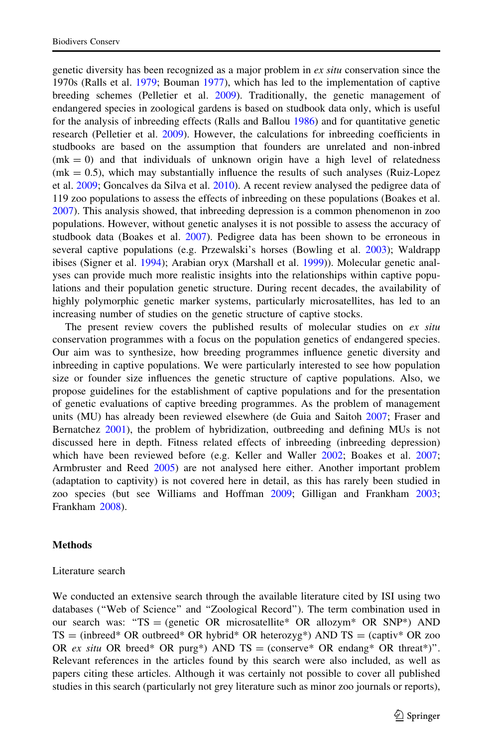genetic diversity has been recognized as a major problem in *ex situ* conservation since the 1970s (Ralls et al. 1979; Bouman 1977), which has led to the implementation of captive breeding schemes (Pelletier et al. 2009). Traditionally, the genetic management of endangered species in zoological gardens is based on studbook data only, which is useful for the analysis of inbreeding effects (Ralls and Ballou 1986) and for quantitative genetic research (Pelletier et al. 2009). However, the calculations for inbreeding coefficients in studbooks are based on the assumption that founders are unrelated and non-inbred (mk = 0) and that individuals of unknown origin have a high level of relatedness (mk = 0.5), which may substantially influence the results of such analyses (Ruiz-Lopez et al. 2009; Goncalves da Silva et al. 2010). A recent review analysed the pedigree data of 119 zoo populations to assess the effects of inbreeding on these populations (Boakes et al. 2007). This analysis showed, that inbreeding depression is a common phenomenon in zoo populations. However, without genetic analyses it is not possible to assess the accuracy of studbook data (Boakes et al. 2007). Pedigree data has been shown to be erroneous in several captive populations (e.g. Przewalski's horses (Bowling et al. 2003); Waldrapp ibises (Signer et al. 1994); Arabian oryx (Marshall et al. 1999)). Molecular genetic analyses can provide much more realistic insights into the relationships within captive populations and their population genetic structure. During recent decades, the availability of highly polymorphic genetic marker systems, particularly microsatellites, has led to an increasing number of studies on the genetic structure of captive stocks.

The present review covers the published results of molecular studies on *ex situ* conservation programmes with a focus on the population genetics of endangered species. Our aim was to synthesize, how breeding programmes influence genetic diversity and inbreeding in captive populations. We were particularly interested to see how population size or founder size influences the genetic structure of captive populations. Also, we propose guidelines for the establishment of captive populations and for the presentation of genetic evaluations of captive breeding programmes. As the problem of management units (MU) has already been reviewed elsewhere (de Guia and Saitoh 2007; Fraser and Bernatchez 2001), the problem of hybridization, outbreeding and defining MUs is not discussed here in depth. Fitness related effects of inbreeding (inbreeding depression) which have been reviewed before (e.g. Keller and Waller 2002; Boakes et al. 2007; Armbruster and Reed 2005) are not analysed here either. Another important problem (adaptation to captivity) is not covered here in detail, as this has rarely been studied in zoo species (but see Williams and Hoffman 2009; Gilligan and Frankham 2003; Frankham 2008).

## Methods

### Literature search

We conducted an extensive search through the available literature cited by ISI using two databases ("Web of Science" and "Zoological Record"). The term combination used in our search was: "TS = (genetic OR microsatellite* OR allozym* OR SNP*) AND TS = (inbreed* OR outbreed* OR hybrid* OR heterozyg*) AND TS = (captiv* OR zoo OR *ex situ* OR breed* OR purg*) AND TS = (conserve* OR endang* OR threat*)". Relevant references in the articles found by this search were also included, as well as papers citing these articles. Although it was certainly not possible to cover all published studies in this search (particularly not grey literature such as minor zoo journals or reports),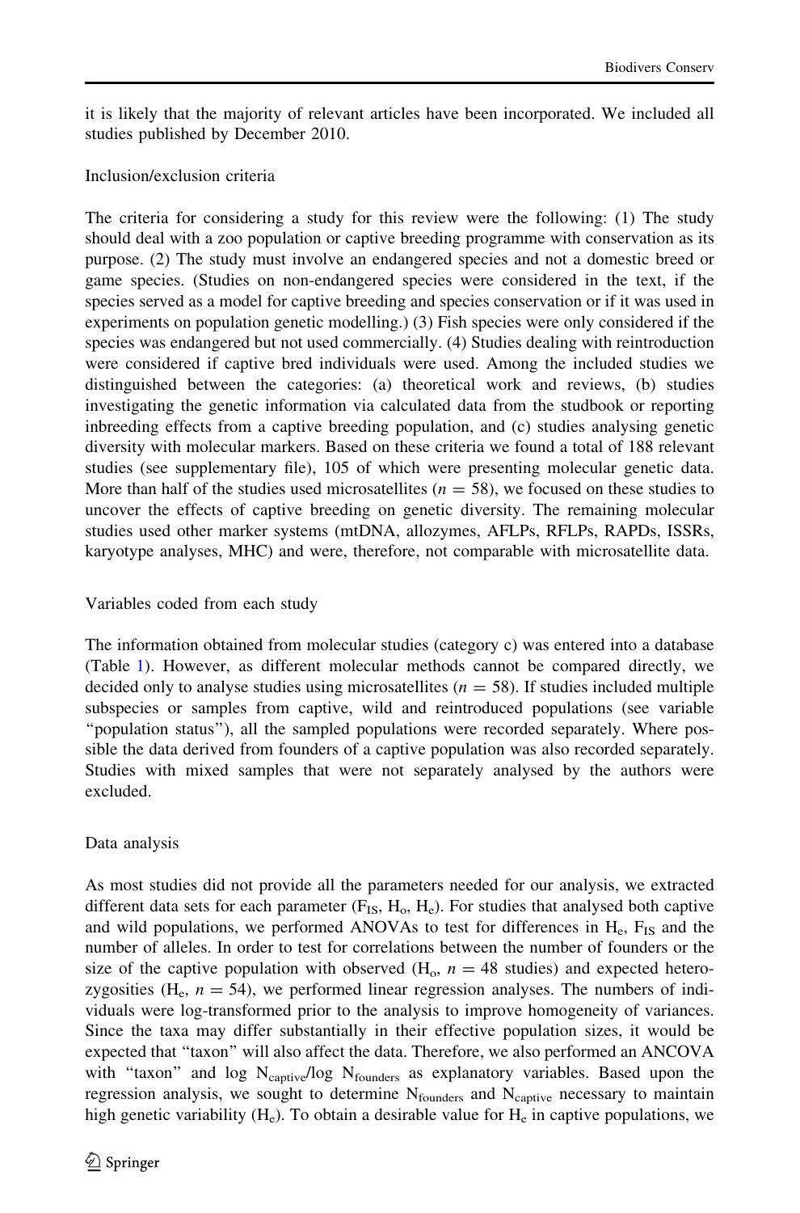it is likely that the majority of relevant articles have been incorporated. We included all studies published by December 2010.

### Inclusion/exclusion criteria

The criteria for considering a study for this review were the following: (1) The study should deal with a zoo population or captive breeding programme with conservation as its purpose. (2) The study must involve an endangered species and not a domestic breed or game species. (Studies on non-endangered species were considered in the text, if the species served as a model for captive breeding and species conservation or if it was used in experiments on population genetic modelling.) (3) Fish species were only considered if the species was endangered but not used commercially. (4) Studies dealing with reintroduction were considered if captive bred individuals were used. Among the included studies we distinguished between the categories: (a) theoretical work and reviews, (b) studies investigating the genetic information via calculated data from the studbook or reporting inbreeding effects from a captive breeding population, and (c) studies analysing genetic diversity with molecular markers. Based on these criteria we found a total of 188 relevant studies (see supplementary file), 105 of which were presenting molecular genetic data. More than half of the studies used microsatellites ($n = 58$), we focused on these studies to uncover the effects of captive breeding on genetic diversity. The remaining molecular studies used other marker systems (mtDNA, allozymes, AFLPs, RFLPs, RAPDs, ISSRs, karyotype analyses, MHC) and were, therefore, not comparable with microsatellite data.

### Variables coded from each study

The information obtained from molecular studies (category c) was entered into a database (Table 1). However, as different molecular methods cannot be compared directly, we decided only to analyse studies using microsatellites ($n = 58$). If studies included multiple subspecies or samples from captive, wild and reintroduced populations (see variable "population status"), all the sampled populations were recorded separately. Where possible the data derived from founders of a captive population was also recorded separately. Studies with mixed samples that were not separately analysed by the authors were excluded.

### Data analysis

As most studies did not provide all the parameters needed for our analysis, we extracted different data sets for each parameter ($F_{IS}$, $H_o$, $H_e$). For studies that analysed both captive and wild populations, we performed ANOVAs to test for differences in $H_e$, $F_{IS}$ and the number of alleles. In order to test for correlations between the number of founders or the size of the captive population with observed ($H_o$, $n = 48$ studies) and expected heterozygosities ($H_e$, $n = 54$), we performed linear regression analyses. The numbers of individuals were log-transformed prior to the analysis to improve homogeneity of variances. Since the taxa may differ substantially in their effective population sizes, it would be expected that "taxon" will also affect the data. Therefore, we also performed an ANCOVA with "taxon" and log $N_{captive}$/log $N_{founders}$ as explanatory variables. Based upon the regression analysis, we sought to determine $N_{founders}$ and $N_{captive}$ necessary to maintain high genetic variability ($H_e$). To obtain a desirable value for $H_e$ in captive populations, we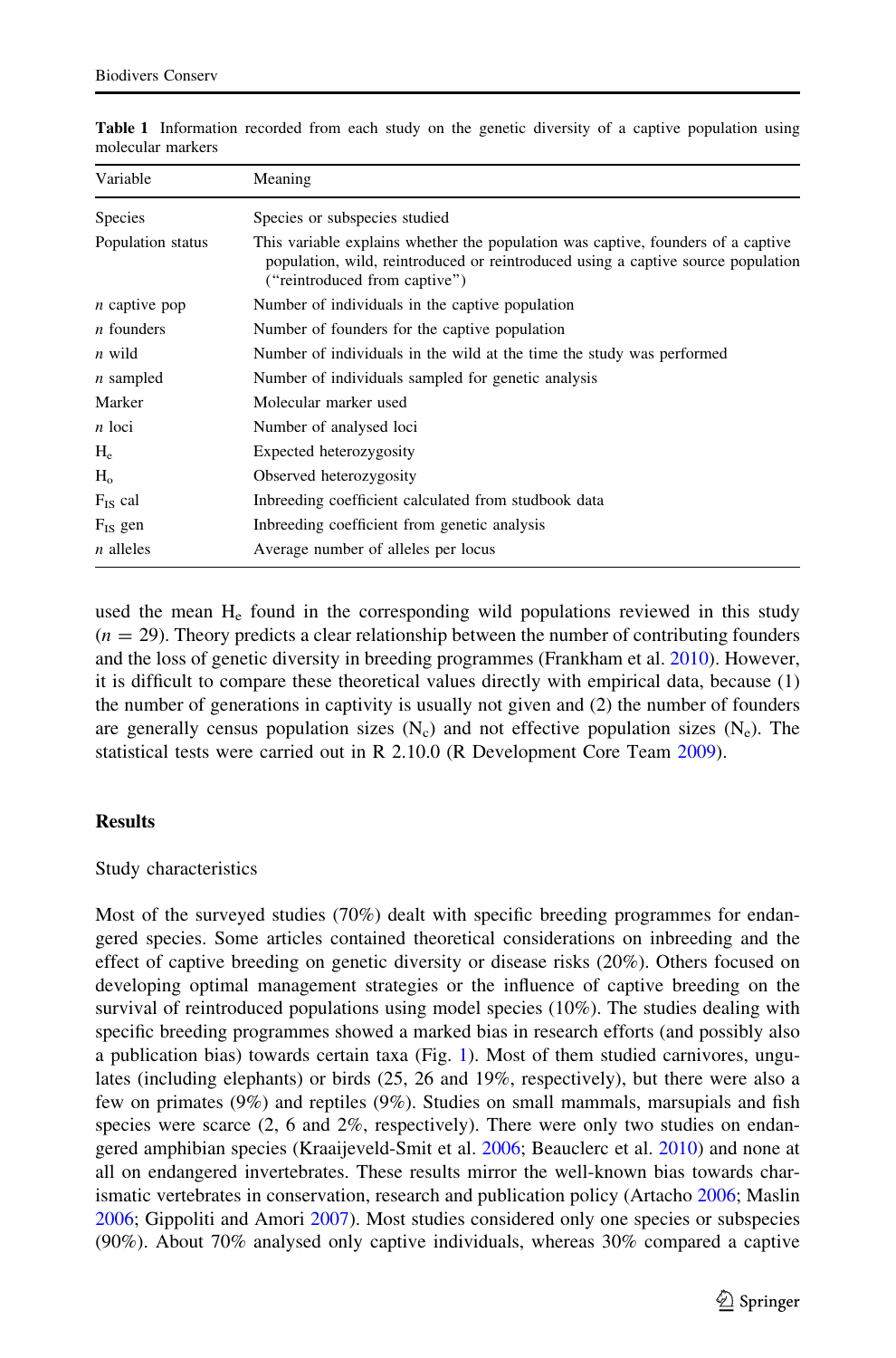**Table 1** Information recorded from each study on the genetic diversity of a captive population using molecular markers

| Variable | Meaning |
| --- | --- |
| Species | Species or subspecies studied |
| Population status | This variable explains whether the population was captive, founders of a captive population, wild, reintroduced or reintroduced using a captive source population ("reintroduced from captive") |
| *n* captive pop | Number of individuals in the captive population |
| *n* founders | Number of founders for the captive population |
| *n* wild | Number of individuals in the wild at the time the study was performed |
| *n* sampled | Number of individuals sampled for genetic analysis |
| Marker | Molecular marker used |
| *n* loci | Number of analysed loci |
| $H_e$ | Expected heterozygosity |
| $H_o$ | Observed heterozygosity |
| $F_{IS}$ cal | Inbreeding coefficient calculated from studbook data |
| $F_{IS}$ gen | Inbreeding coefficient from genetic analysis |
| *n* alleles | Average number of alleles per locus |

used the mean $H_e$ found in the corresponding wild populations reviewed in this study ($n = 29$). Theory predicts a clear relationship between the number of contributing founders and the loss of genetic diversity in breeding programmes (Frankham et al. 2010). However, it is difficult to compare these theoretical values directly with empirical data, because (1) the number of generations in captivity is usually not given and (2) the number of founders are generally census population sizes ($N_c$) and not effective population sizes ($N_e$). The statistical tests were carried out in R 2.10.0 (R Development Core Team 2009).

## Results

### Study characteristics

Most of the surveyed studies (70%) dealt with specific breeding programmes for endangered species. Some articles contained theoretical considerations on inbreeding and the effect of captive breeding on genetic diversity or disease risks (20%). Others focused on developing optimal management strategies or the influence of captive breeding on the survival of reintroduced populations using model species (10%). The studies dealing with specific breeding programmes showed a marked bias in research efforts (and possibly also a publication bias) towards certain taxa (Fig. 1). Most of them studied carnivores, ungulates (including elephants) or birds (25, 26 and 19%, respectively), but there were also a few on primates (9%) and reptiles (9%). Studies on small mammals, marsupials and fish species were scarce (2, 6 and 2%, respectively). There were only two studies on endangered amphibian species (Kraaijeveld-Smit et al. 2006; Beauclerc et al. 2010) and none at all on endangered invertebrates. These results mirror the well-known bias towards charismatic vertebrates in conservation, research and publication policy (Artacho 2006; Maslin 2006; Gippoliti and Amori 2007). Most studies considered only one species or subspecies (90%). About 70% analysed only captive individuals, whereas 30% compared a captive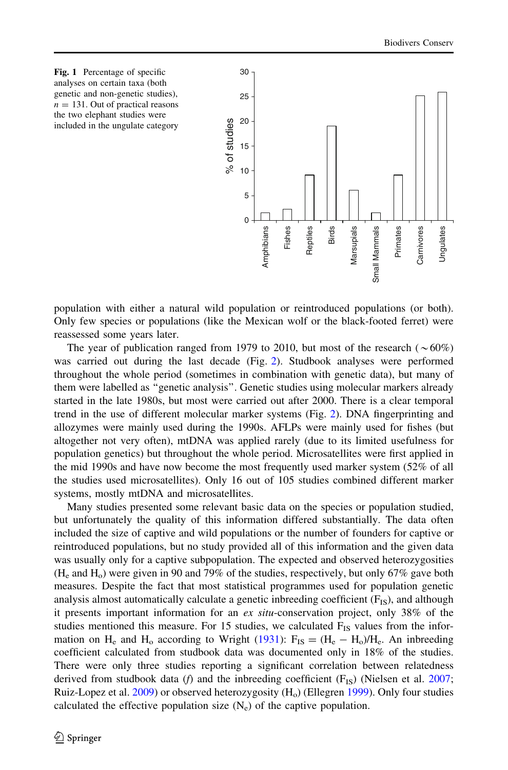Fig. 1 Percentage of specific analyses on certain taxa (both genetic and non-genetic studies), $n = 131$. Out of practical reasons the two elephant studies were included in the ungulate category

population with either a natural wild population or reintroduced populations (or both). Only few species or populations (like the Mexican wolf or the black-footed ferret) were reassessed some years later.

The year of publication ranged from 1979 to 2010, but most of the research ($\sim$60%) was carried out during the last decade (Fig. 2). Studbook analyses were performed throughout the whole period (sometimes in combination with genetic data), but many of them were labelled as "genetic analysis". Genetic studies using molecular markers already started in the late 1980s, but most were carried out after 2000. There is a clear temporal trend in the use of different molecular marker systems (Fig. 2). DNA fingerprinting and allozymes were mainly used during the 1990s. AFLPs were mainly used for fishes (but altogether not very often), mtDNA was applied rarely (due to its limited usefulness for population genetics) but throughout the whole period. Microsatellites were first applied in the mid 1990s and have now become the most frequently used marker system (52% of all the studies used microsatellites). Only 16 out of 105 studies combined different marker systems, mostly mtDNA and microsatellites.

Many studies presented some relevant basic data on the species or population studied, but unfortunately the quality of this information differed substantially. The data often included the size of captive and wild populations or the number of founders for captive or reintroduced populations, but no study provided all of this information and the given data was usually only for a captive subpopulation. The expected and observed heterozygosities ($H_e$ and $H_o$) were given in 90 and 79% of the studies, respectively, but only 67% gave both measures. Despite the fact that most statistical programmes used for population genetic analysis almost automatically calculate a genetic inbreeding coefficient ($F_{IS}$), and although it presents important information for an *ex situ*-conservation project, only 38% of the studies mentioned this measure. For 15 studies, we calculated $F_{IS}$ values from the information on $H_e$ and $H_o$ according to Wright (1931): $F_{IS} = (H_e - H_o)/H_e$. An inbreeding coefficient calculated from studbook data was documented only in 18% of the studies. There were only three studies reporting a significant correlation between relatedness derived from studbook data (*f*) and the inbreeding coefficient ($F_{IS}$) (Nielsen et al. 2007; Ruiz-Lopez et al. 2009) or observed heterozygosity ($H_o$) (Ellegren 1999). Only four studies calculated the effective population size ($N_e$) of the captive population.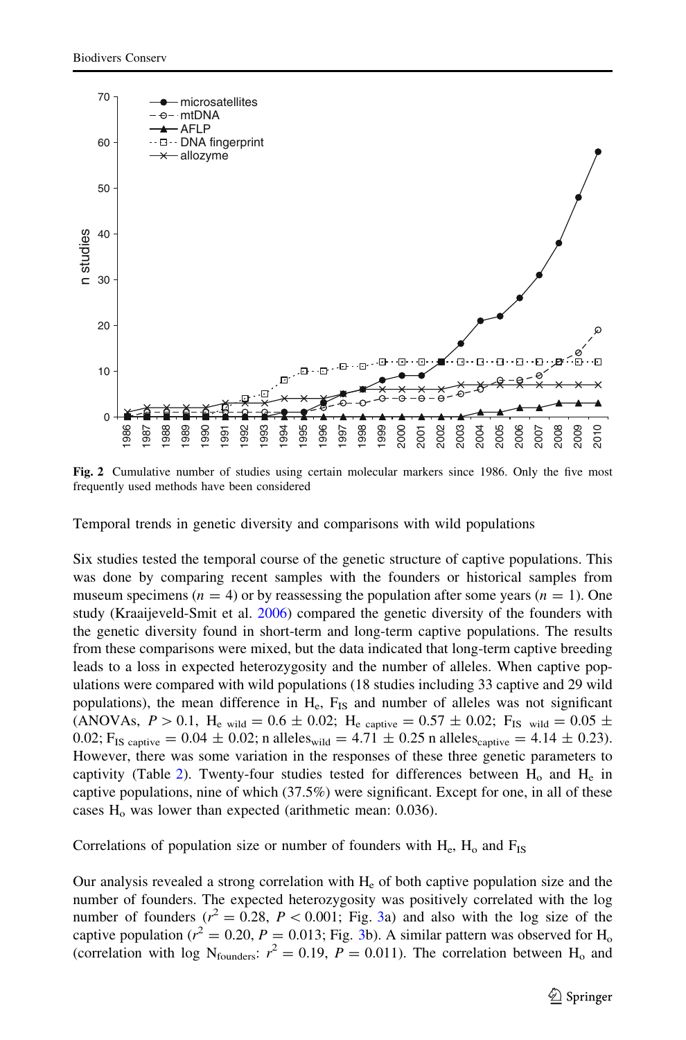Fig. 2 Cumulative number of studies using certain molecular markers since 1986. Only the five most frequently used methods have been considered

### Temporal trends in genetic diversity and comparisons with wild populations

Six studies tested the temporal course of the genetic structure of captive populations. This was done by comparing recent samples with the founders or historical samples from museum specimens ($n = 4$) or by reassessing the population after some years ($n = 1$). One study (Kraaijeveld-Smit et al. 2006) compared the genetic diversity of the founders with the genetic diversity found in short-term and long-term captive populations. The results from these comparisons were mixed, but the data indicated that long-term captive breeding leads to a loss in expected heterozygosity and the number of alleles. When captive populations were compared with wild populations (18 studies including 33 captive and 29 wild populations), the mean difference in $H_e$, $F_{IS}$ and number of alleles was not significant (ANOVAs, $P > 0.1$, $H_{e\ wild} = 0.6 \pm 0.02$; $H_{e\ captive} = 0.57 \pm 0.02$; $F_{IS\ wild} = 0.05 \pm 0.02$; $F_{IS\ captive} = 0.04 \pm 0.02$; n alleles$_{wild} = 4.71 \pm 0.25$ n alleles$_{captive} = 4.14 \pm 0.23$). However, there was some variation in the responses of these three genetic parameters to captivity (Table 2). Twenty-four studies tested for differences between $H_o$ and $H_e$ in captive populations, nine of which (37.5%) were significant. Except for one, in all of these cases $H_o$ was lower than expected (arithmetic mean: 0.036).

### Correlations of population size or number of founders with $H_e$, $H_o$ and $F_{IS}$

Our analysis revealed a strong correlation with $H_e$ of both captive population size and the number of founders. The expected heterozygosity was positively correlated with the log number of founders ($r^2 = 0.28$, $P < 0.001$; Fig. 3a) and also with the log size of the captive population ($r^2 = 0.20$, $P = 0.013$; Fig. 3b). A similar pattern was observed for $H_o$ (correlation with log $N_{founders}$: $r^2 = 0.19$, $P = 0.011$). The correlation between $H_o$ and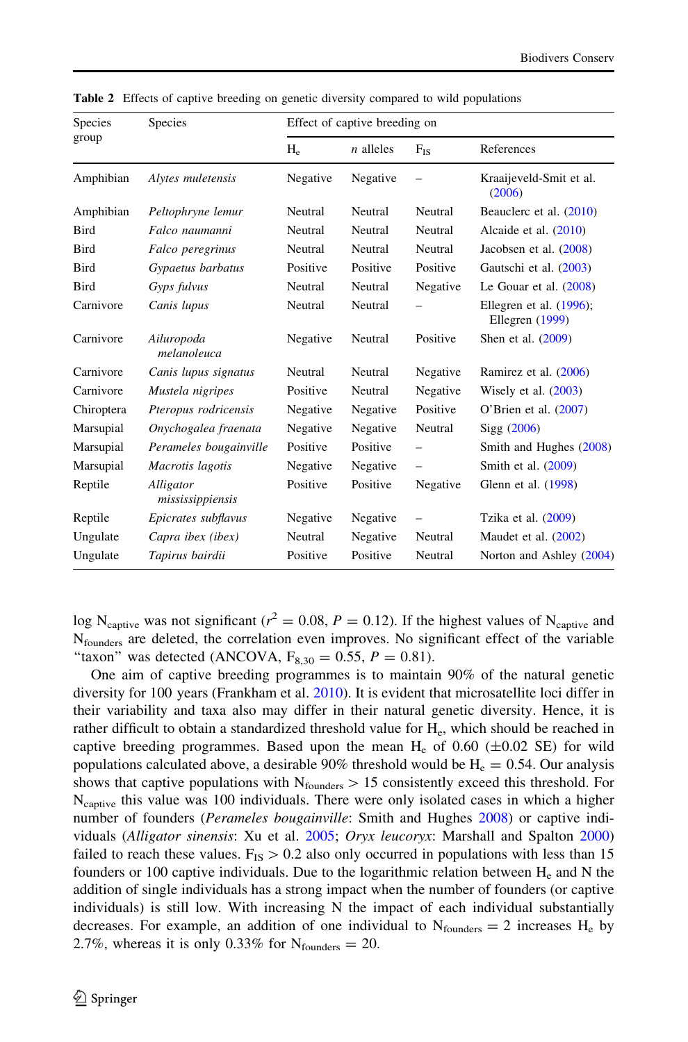Table 2 Effects of captive breeding on genetic diversity compared to wild populations

| Species group | Species | Effect of captive breeding on | | | References |
|---|---|---|---|---|---|
| | | $H_e$ | *n* alleles | $F_{IS}$ | |
| Amphibian | *Alytes muletensis* | Negative | Negative | – | Kraaijeveld-Smit et al. (2006) |
| Amphibian | *Peltophryne lemur* | Neutral | Neutral | Neutral | Beauclerc et al. (2010) |
| Bird | *Falco naumanni* | Neutral | Neutral | Neutral | Alcaide et al. (2010) |
| Bird | *Falco peregrinus* | Neutral | Neutral | Neutral | Jacobsen et al. (2008) |
| Bird | *Gypaetus barbatus* | Positive | Positive | Positive | Gautschi et al. (2003) |
| Bird | *Gyps fulvus* | Neutral | Neutral | Negative | Le Gouar et al. (2008) |
| Carnivore | *Canis lupus* | Neutral | Neutral | – | Ellegren et al. (1996); Ellegren (1999) |
| Carnivore | *Ailuropoda melanoleuca* | Negative | Neutral | Positive | Shen et al. (2009) |
| Carnivore | *Canis lupus signatus* | Neutral | Neutral | Negative | Ramirez et al. (2006) |
| Carnivore | *Mustela nigripes* | Positive | Neutral | Negative | Wisely et al. (2003) |
| Chiroptera | *Pteropus rodricensis* | Negative | Negative | Positive | O'Brien et al. (2007) |
| Marsupial | *Onychogalea fraenata* | Negative | Negative | Neutral | Sigg (2006) |
| Marsupial | *Perameles bougainville* | Positive | Positive | – | Smith and Hughes (2008) |
| Marsupial | *Macrotis lagotis* | Negative | Negative | – | Smith et al. (2009) |
| Reptile | *Alligator mississippiensis* | Positive | Positive | Negative | Glenn et al. (1998) |
| Reptile | *Epicrates subflavus* | Negative | Negative | – | Tzika et al. (2009) |
| Ungulate | *Capra ibex (ibex)* | Neutral | Negative | Neutral | Maudet et al. (2002) |
| Ungulate | *Tapirus bairdii* | Positive | Positive | Neutral | Norton and Ashley (2004) |

log $N_{captive}$ was not significant ($r^2 = 0.08$, $P = 0.12$). If the highest values of $N_{captive}$ and $N_{founders}$ are deleted, the correlation even improves. No significant effect of the variable "taxon" was detected (ANCOVA, $F_{8,30} = 0.55$, $P = 0.81$).

One aim of captive breeding programmes is to maintain 90% of the natural genetic diversity for 100 years (Frankham et al. 2010). It is evident that microsatellite loci differ in their variability and taxa also may differ in their natural genetic diversity. Hence, it is rather difficult to obtain a standardized threshold value for $H_e$, which should be reached in captive breeding programmes. Based upon the mean $H_e$ of 0.60 ($\pm$0.02 SE) for wild populations calculated above, a desirable 90% threshold would be $H_e = 0.54$. Our analysis shows that captive populations with $N_{founders} > 15$ consistently exceed this threshold. For $N_{captive}$ this value was 100 individuals. There were only isolated cases in which a higher number of founders (*Perameles bougainville*: Smith and Hughes 2008) or captive individuals (*Alligator sinensis*: Xu et al. 2005; *Oryx leucoryx*: Marshall and Spalton 2000) failed to reach these values. $F_{IS} > 0.2$ also only occurred in populations with less than 15 founders or 100 captive individuals. Due to the logarithmic relation between $H_e$ and N the addition of single individuals has a strong impact when the number of founders (or captive individuals) is still low. With increasing N the impact of each individual substantially decreases. For example, an addition of one individual to $N_{founders} = 2$ increases $H_e$ by 2.7%, whereas it is only 0.33% for $N_{founders} = 20$.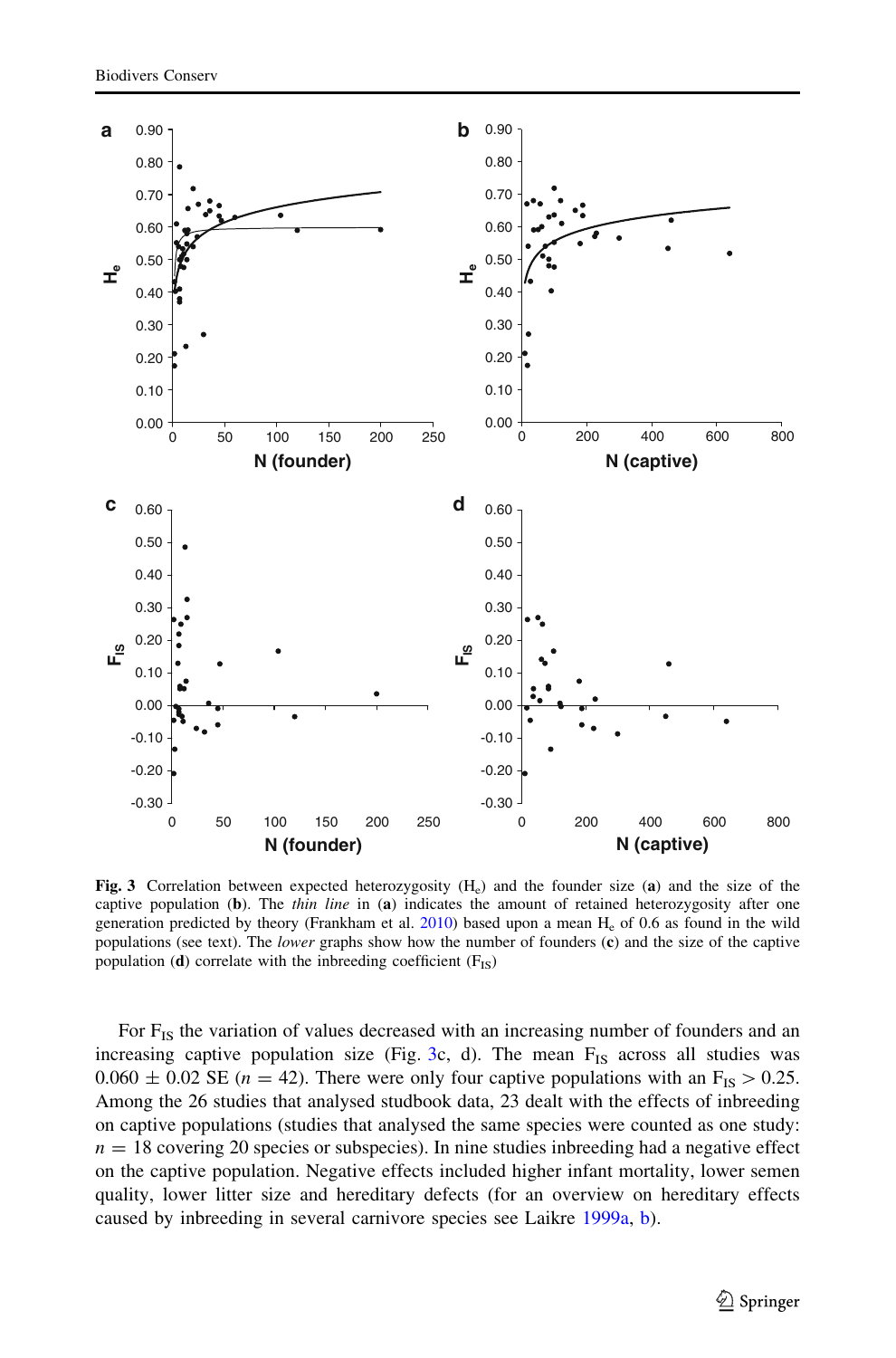**Fig. 3** Correlation between expected heterozygosity ($H_e$) and the founder size (**a**) and the size of the captive population (**b**). The *thin line* in (**a**) indicates the amount of retained heterozygosity after one generation predicted by theory (Frankham et al. 2010) based upon a mean $H_e$ of 0.6 as found in the wild populations (see text). The *lower* graphs show how the number of founders (**c**) and the size of the captive population (**d**) correlate with the inbreeding coefficient ($F_{IS}$)

For $F_{IS}$ the variation of values decreased with an increasing number of founders and an increasing captive population size (Fig. 3c, d). The mean $F_{IS}$ across all studies was $0.060 \pm 0.02$ SE ($n = 42$). There were only four captive populations with an $F_{IS} > 0.25$. Among the 26 studies that analysed studbook data, 23 dealt with the effects of inbreeding on captive populations (studies that analysed the same species were counted as one study: $n = 18$ covering 20 species or subspecies). In nine studies inbreeding had a negative effect on the captive population. Negative effects included higher infant mortality, lower semen quality, lower litter size and hereditary defects (for an overview on hereditary effects caused by inbreeding in several carnivore species see Laikre 1999a, b).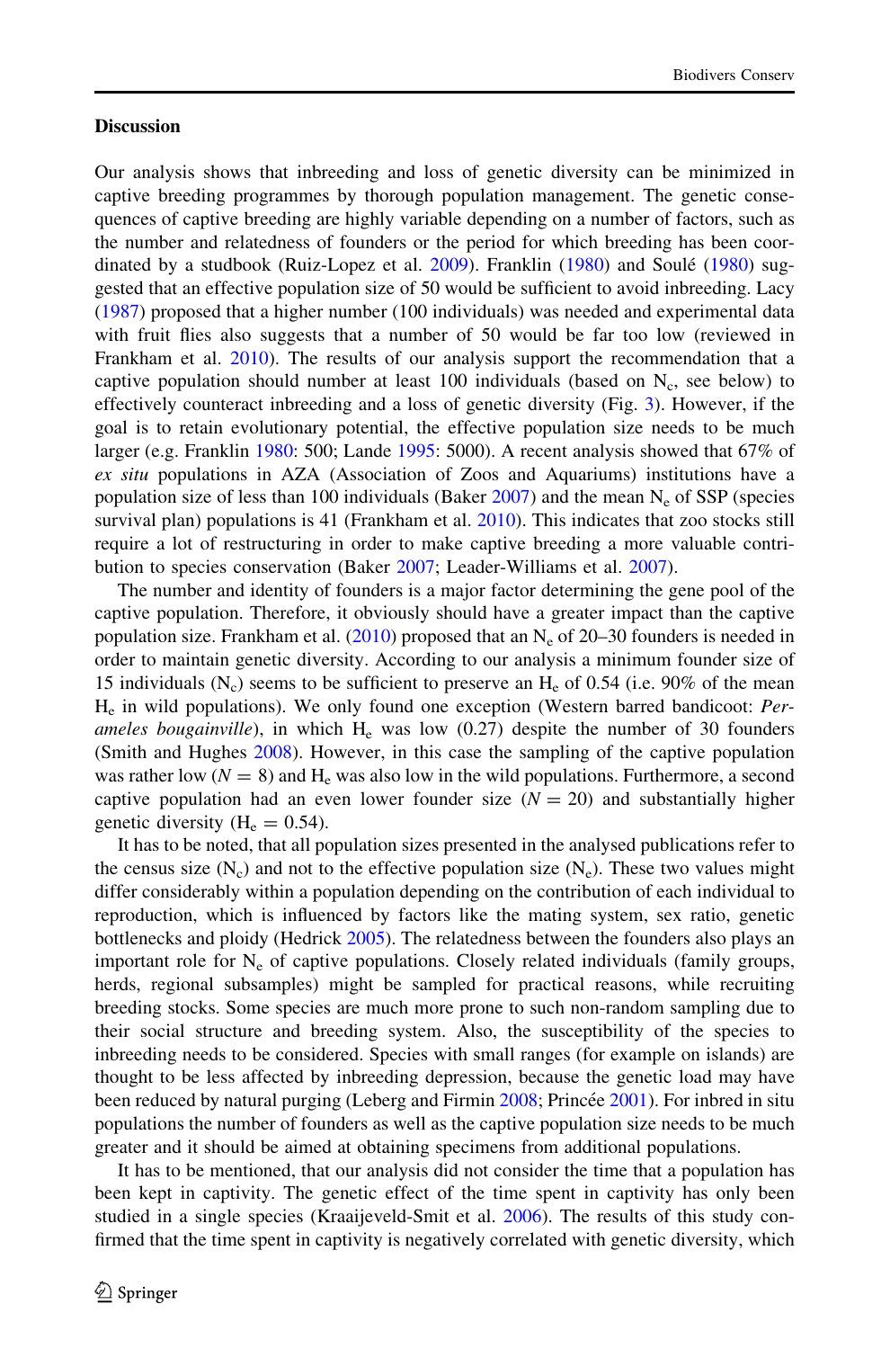## Discussion

Our analysis shows that inbreeding and loss of genetic diversity can be minimized in captive breeding programmes by thorough population management. The genetic consequences of captive breeding are highly variable depending on a number of factors, such as the number and relatedness of founders or the period for which breeding has been coordinated by a studbook (Ruiz-Lopez et al. 2009). Franklin (1980) and Soulé (1980) suggested that an effective population size of 50 would be sufficient to avoid inbreeding. Lacy (1987) proposed that a higher number (100 individuals) was needed and experimental data with fruit flies also suggests that a number of 50 would be far too low (reviewed in Frankham et al. 2010). The results of our analysis support the recommendation that a captive population should number at least 100 individuals (based on $N_c$, see below) to effectively counteract inbreeding and a loss of genetic diversity (Fig. 3). However, if the goal is to retain evolutionary potential, the effective population size needs to be much larger (e.g. Franklin 1980: 500; Lande 1995: 5000). A recent analysis showed that 67% of *ex situ* populations in AZA (Association of Zoos and Aquariums) institutions have a population size of less than 100 individuals (Baker 2007) and the mean $N_e$ of SSP (species survival plan) populations is 41 (Frankham et al. 2010). This indicates that zoo stocks still require a lot of restructuring in order to make captive breeding a more valuable contribution to species conservation (Baker 2007; Leader-Williams et al. 2007).

The number and identity of founders is a major factor determining the gene pool of the captive population. Therefore, it obviously should have a greater impact than the captive population size. Frankham et al. (2010) proposed that an $N_e$ of 20–30 founders is needed in order to maintain genetic diversity. According to our analysis a minimum founder size of 15 individuals ($N_c$) seems to be sufficient to preserve an $H_e$ of 0.54 (i.e. 90% of the mean $H_e$ in wild populations). We only found one exception (Western barred bandicoot: *Perameles bougainville*), in which $H_e$ was low (0.27) despite the number of 30 founders (Smith and Hughes 2008). However, in this case the sampling of the captive population was rather low ($N = 8$) and $H_e$ was also low in the wild populations. Furthermore, a second captive population had an even lower founder size ($N = 20$) and substantially higher genetic diversity ($H_e = 0.54$).

It has to be noted, that all population sizes presented in the analysed publications refer to the census size ($N_c$) and not to the effective population size ($N_e$). These two values might differ considerably within a population depending on the contribution of each individual to reproduction, which is influenced by factors like the mating system, sex ratio, genetic bottlenecks and ploidy (Hedrick 2005). The relatedness between the founders also plays an important role for $N_e$ of captive populations. Closely related individuals (family groups, herds, regional subsamples) might be sampled for practical reasons, while recruiting breeding stocks. Some species are much more prone to such non-random sampling due to their social structure and breeding system. Also, the susceptibility of the species to inbreeding needs to be considered. Species with small ranges (for example on islands) are thought to be less affected by inbreeding depression, because the genetic load may have been reduced by natural purging (Leberg and Firmin 2008; Princée 2001). For inbred in situ populations the number of founders as well as the captive population size needs to be much greater and it should be aimed at obtaining specimens from additional populations.

It has to be mentioned, that our analysis did not consider the time that a population has been kept in captivity. The genetic effect of the time spent in captivity has only been studied in a single species (Kraaijeveld-Smit et al. 2006). The results of this study confirmed that the time spent in captivity is negatively correlated with genetic diversity, which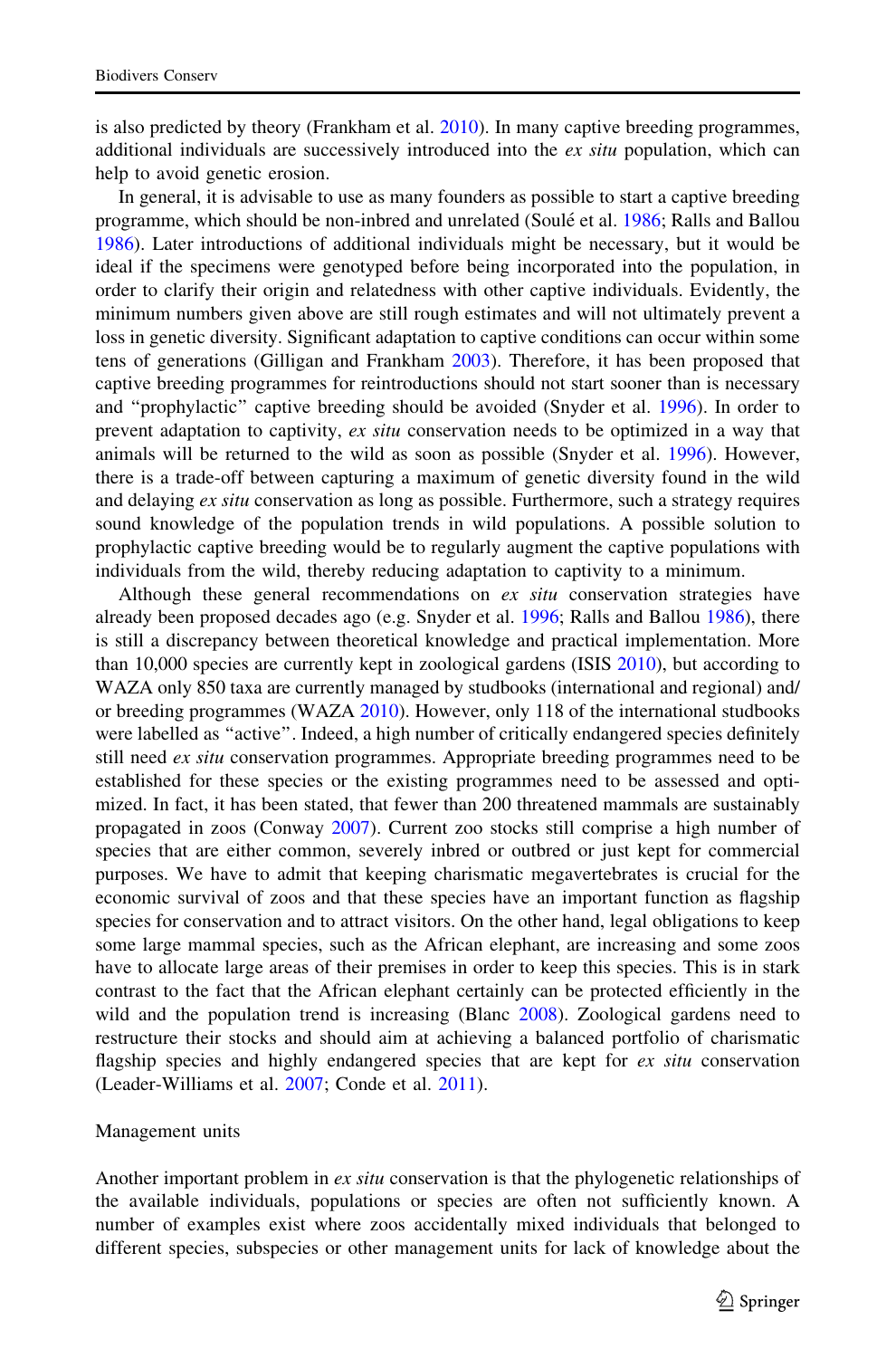is also predicted by theory (Frankham et al. 2010). In many captive breeding programmes, additional individuals are successively introduced into the *ex situ* population, which can help to avoid genetic erosion.

In general, it is advisable to use as many founders as possible to start a captive breeding programme, which should be non-inbred and unrelated (Soulé et al. 1986; Ralls and Ballou 1986). Later introductions of additional individuals might be necessary, but it would be ideal if the specimens were genotyped before being incorporated into the population, in order to clarify their origin and relatedness with other captive individuals. Evidently, the minimum numbers given above are still rough estimates and will not ultimately prevent a loss in genetic diversity. Significant adaptation to captive conditions can occur within some tens of generations (Gilligan and Frankham 2003). Therefore, it has been proposed that captive breeding programmes for reintroductions should not start sooner than is necessary and "prophylactic" captive breeding should be avoided (Snyder et al. 1996). In order to prevent adaptation to captivity, *ex situ* conservation needs to be optimized in a way that animals will be returned to the wild as soon as possible (Snyder et al. 1996). However, there is a trade-off between capturing a maximum of genetic diversity found in the wild and delaying *ex situ* conservation as long as possible. Furthermore, such a strategy requires sound knowledge of the population trends in wild populations. A possible solution to prophylactic captive breeding would be to regularly augment the captive populations with individuals from the wild, thereby reducing adaptation to captivity to a minimum.

Although these general recommendations on *ex situ* conservation strategies have already been proposed decades ago (e.g. Snyder et al. 1996; Ralls and Ballou 1986), there is still a discrepancy between theoretical knowledge and practical implementation. More than 10,000 species are currently kept in zoological gardens (ISIS 2010), but according to WAZA only 850 taxa are currently managed by studbooks (international and regional) and/or breeding programmes (WAZA 2010). However, only 118 of the international studbooks were labelled as "active". Indeed, a high number of critically endangered species definitely still need *ex situ* conservation programmes. Appropriate breeding programmes need to be established for these species or the existing programmes need to be assessed and optimized. In fact, it has been stated, that fewer than 200 threatened mammals are sustainably propagated in zoos (Conway 2007). Current zoo stocks still comprise a high number of species that are either common, severely inbred or outbred or just kept for commercial purposes. We have to admit that keeping charismatic megavertebrates is crucial for the economic survival of zoos and that these species have an important function as flagship species for conservation and to attract visitors. On the other hand, legal obligations to keep some large mammal species, such as the African elephant, are increasing and some zoos have to allocate large areas of their premises in order to keep this species. This is in stark contrast to the fact that the African elephant certainly can be protected efficiently in the wild and the population trend is increasing (Blanc 2008). Zoological gardens need to restructure their stocks and should aim at achieving a balanced portfolio of charismatic flagship species and highly endangered species that are kept for *ex situ* conservation (Leader-Williams et al. 2007; Conde et al. 2011).

## Management units

Another important problem in *ex situ* conservation is that the phylogenetic relationships of the available individuals, populations or species are often not sufficiently known. A number of examples exist where zoos accidentally mixed individuals that belonged to different species, subspecies or other management units for lack of knowledge about the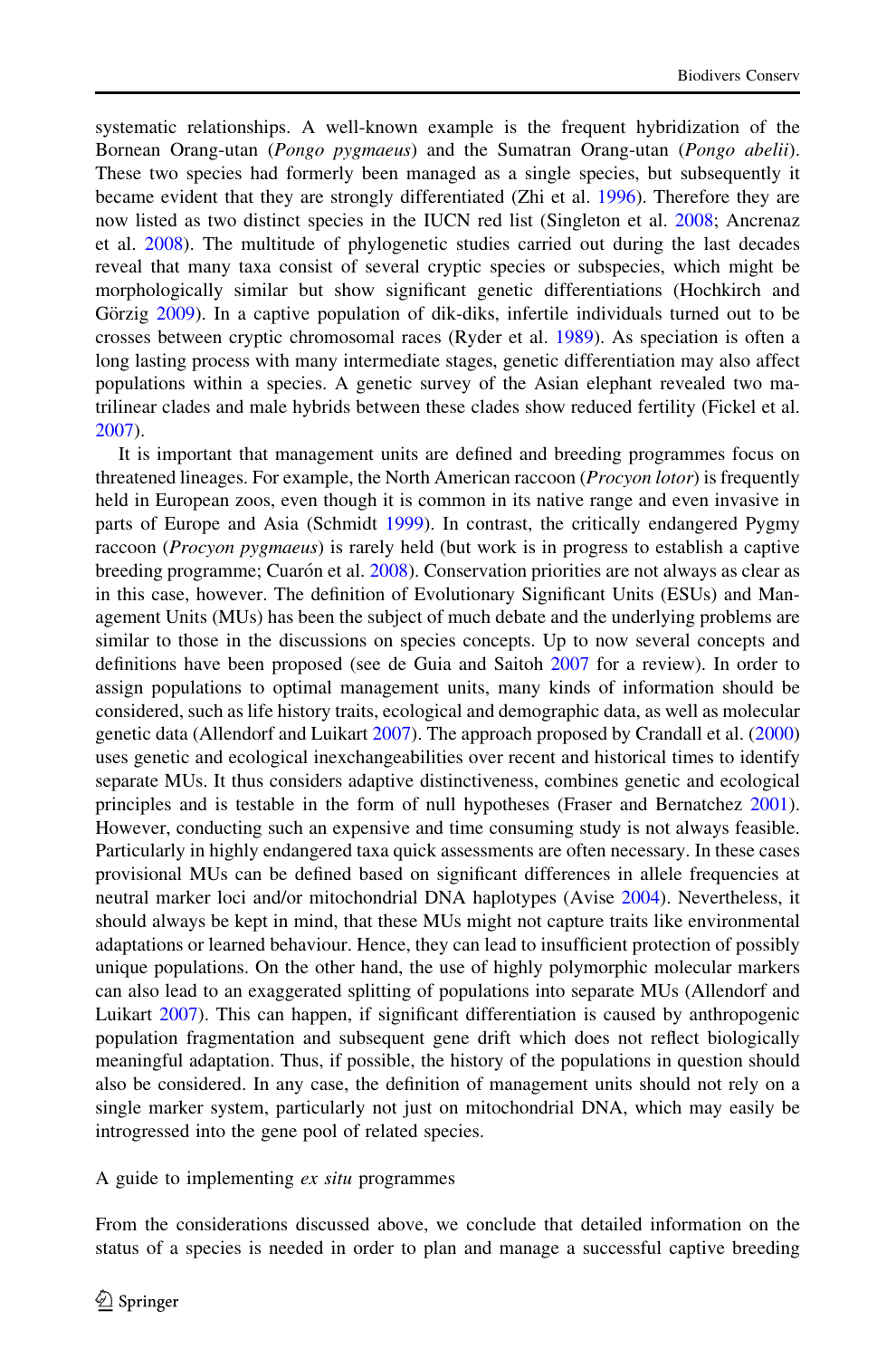systematic relationships. A well-known example is the frequent hybridization of the Bornean Orang-utan (*Pongo pygmaeus*) and the Sumatran Orang-utan (*Pongo abelii*). These two species had formerly been managed as a single species, but subsequently it became evident that they are strongly differentiated (Zhi et al. 1996). Therefore they are now listed as two distinct species in the IUCN red list (Singleton et al. 2008; Ancrenaz et al. 2008). The multitude of phylogenetic studies carried out during the last decades reveal that many taxa consist of several cryptic species or subspecies, which might be morphologically similar but show significant genetic differentiations (Hochkirch and Görzig 2009). In a captive population of dik-diks, infertile individuals turned out to be crosses between cryptic chromosomal races (Ryder et al. 1989). As speciation is often a long lasting process with many intermediate stages, genetic differentiation may also affect populations within a species. A genetic survey of the Asian elephant revealed two matrilinear clades and male hybrids between these clades show reduced fertility (Fickel et al. 2007).

It is important that management units are defined and breeding programmes focus on threatened lineages. For example, the North American raccoon (*Procyon lotor*) is frequently held in European zoos, even though it is common in its native range and even invasive in parts of Europe and Asia (Schmidt 1999). In contrast, the critically endangered Pygmy raccoon (*Procyon pygmaeus*) is rarely held (but work is in progress to establish a captive breeding programme; Cuarón et al. 2008). Conservation priorities are not always as clear as in this case, however. The definition of Evolutionary Significant Units (ESUs) and Management Units (MUs) has been the subject of much debate and the underlying problems are similar to those in the discussions on species concepts. Up to now several concepts and definitions have been proposed (see de Guia and Saitoh 2007 for a review). In order to assign populations to optimal management units, many kinds of information should be considered, such as life history traits, ecological and demographic data, as well as molecular genetic data (Allendorf and Luikart 2007). The approach proposed by Crandall et al. (2000) uses genetic and ecological inexchangeabilities over recent and historical times to identify separate MUs. It thus considers adaptive distinctiveness, combines genetic and ecological principles and is testable in the form of null hypotheses (Fraser and Bernatchez 2001). However, conducting such an expensive and time consuming study is not always feasible. Particularly in highly endangered taxa quick assessments are often necessary. In these cases provisional MUs can be defined based on significant differences in allele frequencies at neutral marker loci and/or mitochondrial DNA haplotypes (Avise 2004). Nevertheless, it should always be kept in mind, that these MUs might not capture traits like environmental adaptations or learned behaviour. Hence, they can lead to insufficient protection of possibly unique populations. On the other hand, the use of highly polymorphic molecular markers can also lead to an exaggerated splitting of populations into separate MUs (Allendorf and Luikart 2007). This can happen, if significant differentiation is caused by anthropogenic population fragmentation and subsequent gene drift which does not reflect biologically meaningful adaptation. Thus, if possible, the history of the populations in question should also be considered. In any case, the definition of management units should not rely on a single marker system, particularly not just on mitochondrial DNA, which may easily be introgressed into the gene pool of related species.

## A guide to implementing *ex situ* programmes

From the considerations discussed above, we conclude that detailed information on the status of a species is needed in order to plan and manage a successful captive breeding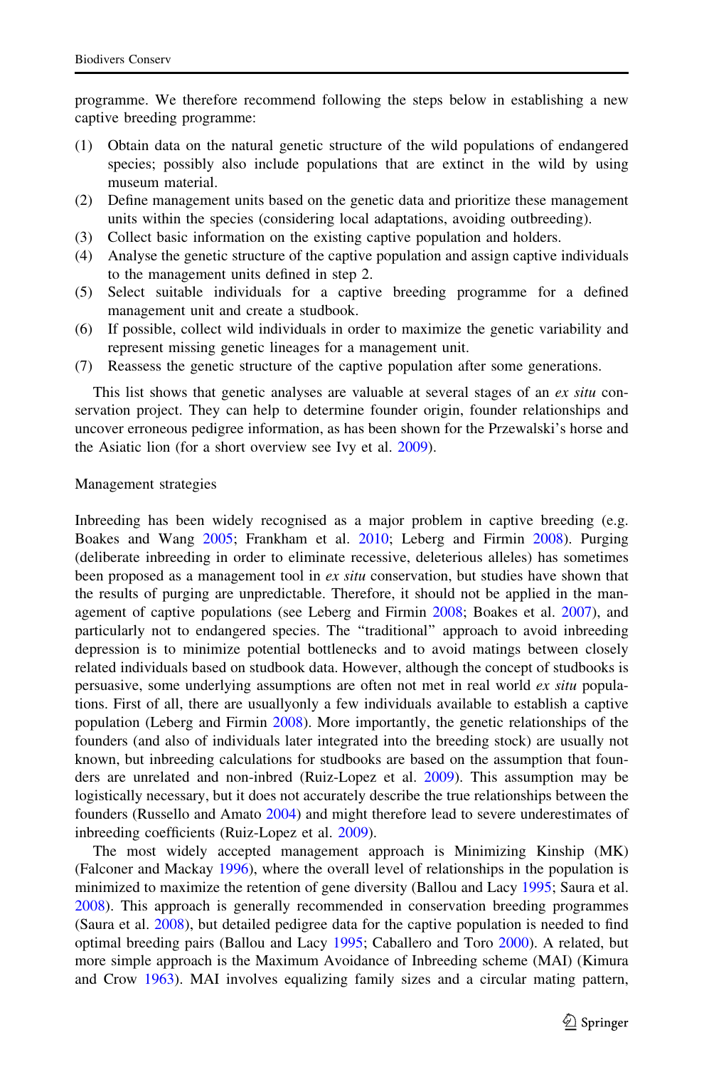programme. We therefore recommend following the steps below in establishing a new captive breeding programme:

(1) Obtain data on the natural genetic structure of the wild populations of endangered species; possibly also include populations that are extinct in the wild by using museum material.
(2) Define management units based on the genetic data and prioritize these management units within the species (considering local adaptations, avoiding outbreeding).
(3) Collect basic information on the existing captive population and holders.
(4) Analyse the genetic structure of the captive population and assign captive individuals to the management units defined in step 2.
(5) Select suitable individuals for a captive breeding programme for a defined management unit and create a studbook.
(6) If possible, collect wild individuals in order to maximize the genetic variability and represent missing genetic lineages for a management unit.
(7) Reassess the genetic structure of the captive population after some generations.

This list shows that genetic analyses are valuable at several stages of an *ex situ* conservation project. They can help to determine founder origin, founder relationships and uncover erroneous pedigree information, as has been shown for the Przewalski's horse and the Asiatic lion (for a short overview see Ivy et al. 2009).

## Management strategies

Inbreeding has been widely recognised as a major problem in captive breeding (e.g. Boakes and Wang 2005; Frankham et al. 2010; Leberg and Firmin 2008). Purging (deliberate inbreeding in order to eliminate recessive, deleterious alleles) has sometimes been proposed as a management tool in *ex situ* conservation, but studies have shown that the results of purging are unpredictable. Therefore, it should not be applied in the management of captive populations (see Leberg and Firmin 2008; Boakes et al. 2007), and particularly not to endangered species. The "traditional" approach to avoid inbreeding depression is to minimize potential bottlenecks and to avoid matings between closely related individuals based on studbook data. However, although the concept of studbooks is persuasive, some underlying assumptions are often not met in real world *ex situ* populations. First of all, there are usuallyonly a few individuals available to establish a captive population (Leberg and Firmin 2008). More importantly, the genetic relationships of the founders (and also of individuals later integrated into the breeding stock) are usually not known, but inbreeding calculations for studbooks are based on the assumption that founders are unrelated and non-inbred (Ruiz-Lopez et al. 2009). This assumption may be logistically necessary, but it does not accurately describe the true relationships between the founders (Russello and Amato 2004) and might therefore lead to severe underestimates of inbreeding coefficients (Ruiz-Lopez et al. 2009).

The most widely accepted management approach is Minimizing Kinship (MK) (Falconer and Mackay 1996), where the overall level of relationships in the population is minimized to maximize the retention of gene diversity (Ballou and Lacy 1995; Saura et al. 2008). This approach is generally recommended in conservation breeding programmes (Saura et al. 2008), but detailed pedigree data for the captive population is needed to find optimal breeding pairs (Ballou and Lacy 1995; Caballero and Toro 2000). A related, but more simple approach is the Maximum Avoidance of Inbreeding scheme (MAI) (Kimura and Crow 1963). MAI involves equalizing family sizes and a circular mating pattern,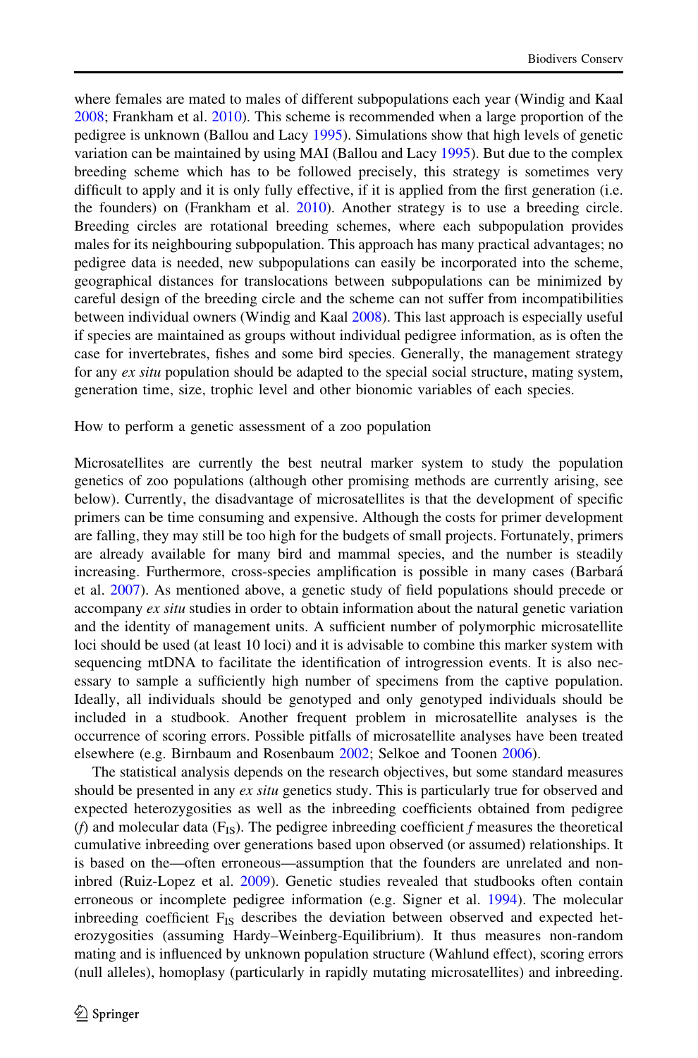where females are mated to males of different subpopulations each year (Windig and Kaal 2008; Frankham et al. 2010). This scheme is recommended when a large proportion of the pedigree is unknown (Ballou and Lacy 1995). Simulations show that high levels of genetic variation can be maintained by using MAI (Ballou and Lacy 1995). But due to the complex breeding scheme which has to be followed precisely, this strategy is sometimes very difficult to apply and it is only fully effective, if it is applied from the first generation (i.e. the founders) on (Frankham et al. 2010). Another strategy is to use a breeding circle. Breeding circles are rotational breeding schemes, where each subpopulation provides males for its neighbouring subpopulation. This approach has many practical advantages; no pedigree data is needed, new subpopulations can easily be incorporated into the scheme, geographical distances for translocations between subpopulations can be minimized by careful design of the breeding circle and the scheme can not suffer from incompatibilities between individual owners (Windig and Kaal 2008). This last approach is especially useful if species are maintained as groups without individual pedigree information, as is often the case for invertebrates, fishes and some bird species. Generally, the management strategy for any *ex situ* population should be adapted to the special social structure, mating system, generation time, size, trophic level and other bionomic variables of each species.

## How to perform a genetic assessment of a zoo population

Microsatellites are currently the best neutral marker system to study the population genetics of zoo populations (although other promising methods are currently arising, see below). Currently, the disadvantage of microsatellites is that the development of specific primers can be time consuming and expensive. Although the costs for primer development are falling, they may still be too high for the budgets of small projects. Fortunately, primers are already available for many bird and mammal species, and the number is steadily increasing. Furthermore, cross-species amplification is possible in many cases (Barbará et al. 2007). As mentioned above, a genetic study of field populations should precede or accompany *ex situ* studies in order to obtain information about the natural genetic variation and the identity of management units. A sufficient number of polymorphic microsatellite loci should be used (at least 10 loci) and it is advisable to combine this marker system with sequencing mtDNA to facilitate the identification of introgression events. It is also necessary to sample a sufficiently high number of specimens from the captive population. Ideally, all individuals should be genotyped and only genotyped individuals should be included in a studbook. Another frequent problem in microsatellite analyses is the occurrence of scoring errors. Possible pitfalls of microsatellite analyses have been treated elsewhere (e.g. Birnbaum and Rosenbaum 2002; Selkoe and Toonen 2006).

The statistical analysis depends on the research objectives, but some standard measures should be presented in any *ex situ* genetics study. This is particularly true for observed and expected heterozygosities as well as the inbreeding coefficients obtained from pedigree ($f$) and molecular data ($F_{IS}$). The pedigree inbreeding coefficient $f$ measures the theoretical cumulative inbreeding over generations based upon observed (or assumed) relationships. It is based on the—often erroneous—assumption that the founders are unrelated and non-inbred (Ruiz-Lopez et al. 2009). Genetic studies revealed that studbooks often contain erroneous or incomplete pedigree information (e.g. Signer et al. 1994). The molecular inbreeding coefficient $F_{IS}$ describes the deviation between observed and expected heterozygosities (assuming Hardy–Weinberg-Equilibrium). It thus measures non-random mating and is influenced by unknown population structure (Wahlund effect), scoring errors (null alleles), homoplasy (particularly in rapidly mutating microsatellites) and inbreeding.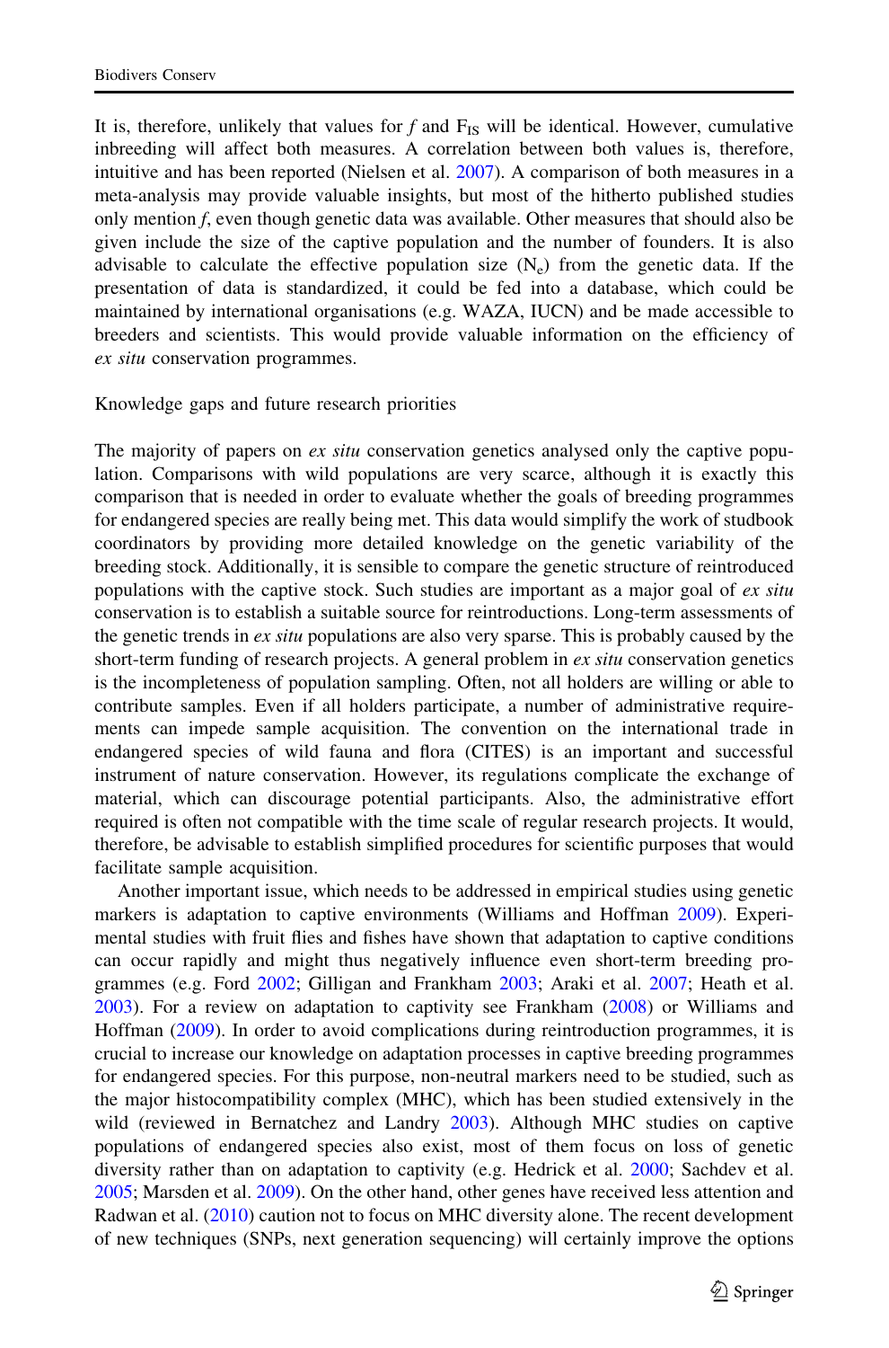It is, therefore, unlikely that values for *f* and $F_{IS}$ will be identical. However, cumulative inbreeding will affect both measures. A correlation between both values is, therefore, intuitive and has been reported (Nielsen et al. 2007). A comparison of both measures in a meta-analysis may provide valuable insights, but most of the hitherto published studies only mention *f*, even though genetic data was available. Other measures that should also be given include the size of the captive population and the number of founders. It is also advisable to calculate the effective population size ($N_e$) from the genetic data. If the presentation of data is standardized, it could be fed into a database, which could be maintained by international organisations (e.g. WAZA, IUCN) and be made accessible to breeders and scientists. This would provide valuable information on the efficiency of *ex situ* conservation programmes.

## Knowledge gaps and future research priorities

The majority of papers on *ex situ* conservation genetics analysed only the captive population. Comparisons with wild populations are very scarce, although it is exactly this comparison that is needed in order to evaluate whether the goals of breeding programmes for endangered species are really being met. This data would simplify the work of studbook coordinators by providing more detailed knowledge on the genetic variability of the breeding stock. Additionally, it is sensible to compare the genetic structure of reintroduced populations with the captive stock. Such studies are important as a major goal of *ex situ* conservation is to establish a suitable source for reintroductions. Long-term assessments of the genetic trends in *ex situ* populations are also very sparse. This is probably caused by the short-term funding of research projects. A general problem in *ex situ* conservation genetics is the incompleteness of population sampling. Often, not all holders are willing or able to contribute samples. Even if all holders participate, a number of administrative requirements can impede sample acquisition. The convention on the international trade in endangered species of wild fauna and flora (CITES) is an important and successful instrument of nature conservation. However, its regulations complicate the exchange of material, which can discourage potential participants. Also, the administrative effort required is often not compatible with the time scale of regular research projects. It would, therefore, be advisable to establish simplified procedures for scientific purposes that would facilitate sample acquisition.

Another important issue, which needs to be addressed in empirical studies using genetic markers is adaptation to captive environments (Williams and Hoffman 2009). Experimental studies with fruit flies and fishes have shown that adaptation to captive conditions can occur rapidly and might thus negatively influence even short-term breeding programmes (e.g. Ford 2002; Gilligan and Frankham 2003; Araki et al. 2007; Heath et al. 2003). For a review on adaptation to captivity see Frankham (2008) or Williams and Hoffman (2009). In order to avoid complications during reintroduction programmes, it is crucial to increase our knowledge on adaptation processes in captive breeding programmes for endangered species. For this purpose, non-neutral markers need to be studied, such as the major histocompatibility complex (MHC), which has been studied extensively in the wild (reviewed in Bernatchez and Landry 2003). Although MHC studies on captive populations of endangered species also exist, most of them focus on loss of genetic diversity rather than on adaptation to captivity (e.g. Hedrick et al. 2000; Sachdev et al. 2005; Marsden et al. 2009). On the other hand, other genes have received less attention and Radwan et al. (2010) caution not to focus on MHC diversity alone. The recent development of new techniques (SNPs, next generation sequencing) will certainly improve the options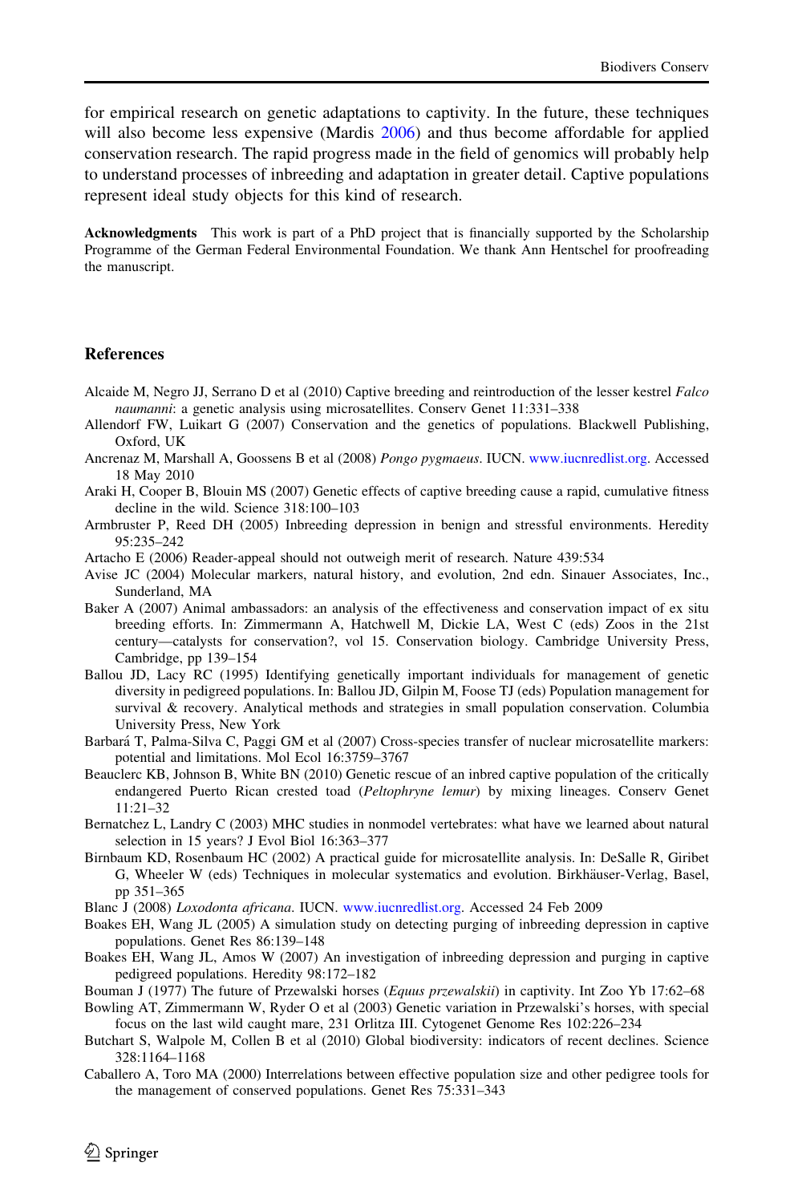for empirical research on genetic adaptations to captivity. In the future, these techniques will also become less expensive (Mardis 2006) and thus become affordable for applied conservation research. The rapid progress made in the field of genomics will probably help to understand processes of inbreeding and adaptation in greater detail. Captive populations represent ideal study objects for this kind of research.

**Acknowledgments** This work is part of a PhD project that is financially supported by the Scholarship Programme of the German Federal Environmental Foundation. We thank Ann Hentschel for proofreading the manuscript.

## References

Alcaide M, Negro JJ, Serrano D et al (2010) Captive breeding and reintroduction of the lesser kestrel *Falco naumanni*: a genetic analysis using microsatellites. Conserv Genet 11:331–338

Allendorf FW, Luikart G (2007) Conservation and the genetics of populations. Blackwell Publishing, Oxford, UK

Ancrenaz M, Marshall A, Goossens B et al (2008) *Pongo pygmaeus*. IUCN. www.iucnredlist.org. Accessed 18 May 2010

Araki H, Cooper B, Blouin MS (2007) Genetic effects of captive breeding cause a rapid, cumulative fitness decline in the wild. Science 318:100–103

Armbruster P, Reed DH (2005) Inbreeding depression in benign and stressful environments. Heredity 95:235–242

Artacho E (2006) Reader-appeal should not outweigh merit of research. Nature 439:534

Avise JC (2004) Molecular markers, natural history, and evolution, 2nd edn. Sinauer Associates, Inc., Sunderland, MA

Baker A (2007) Animal ambassadors: an analysis of the effectiveness and conservation impact of ex situ breeding efforts. In: Zimmermann A, Hatchwell M, Dickie LA, West C (eds) Zoos in the 21st century—catalysts for conservation?, vol 15. Conservation biology. Cambridge University Press, Cambridge, pp 139–154

Ballou JD, Lacy RC (1995) Identifying genetically important individuals for management of genetic diversity in pedigreed populations. In: Ballou JD, Gilpin M, Foose TJ (eds) Population management for survival & recovery. Analytical methods and strategies in small population conservation. Columbia University Press, New York

Barbará T, Palma-Silva C, Paggi GM et al (2007) Cross-species transfer of nuclear microsatellite markers: potential and limitations. Mol Ecol 16:3759–3767

Beauclerc KB, Johnson B, White BN (2010) Genetic rescue of an inbred captive population of the critically endangered Puerto Rican crested toad (*Peltophryne lemur*) by mixing lineages. Conserv Genet 11:21–32

Bernatchez L, Landry C (2003) MHC studies in nonmodel vertebrates: what have we learned about natural selection in 15 years? J Evol Biol 16:363–377

Birnbaum KD, Rosenbaum HC (2002) A practical guide for microsatellite analysis. In: DeSalle R, Giribet G, Wheeler W (eds) Techniques in molecular systematics and evolution. Birkhäuser-Verlag, Basel, pp 351–365

Blanc J (2008) *Loxodonta africana*. IUCN. www.iucnredlist.org. Accessed 24 Feb 2009

Boakes EH, Wang JL (2005) A simulation study on detecting purging of inbreeding depression in captive populations. Genet Res 86:139–148

Boakes EH, Wang JL, Amos W (2007) An investigation of inbreeding depression and purging in captive pedigreed populations. Heredity 98:172–182

Bouman J (1977) The future of Przewalski horses (*Equus przewalskii*) in captivity. Int Zoo Yb 17:62–68

Bowling AT, Zimmermann W, Ryder O et al (2003) Genetic variation in Przewalski's horses, with special focus on the last wild caught mare, 231 Orlitza III. Cytogenet Genome Res 102:226–234

Butchart S, Walpole M, Collen B et al (2010) Global biodiversity: indicators of recent declines. Science 328:1164–1168

Caballero A, Toro MA (2000) Interrelations between effective population size and other pedigree tools for the management of conserved populations. Genet Res 75:331–343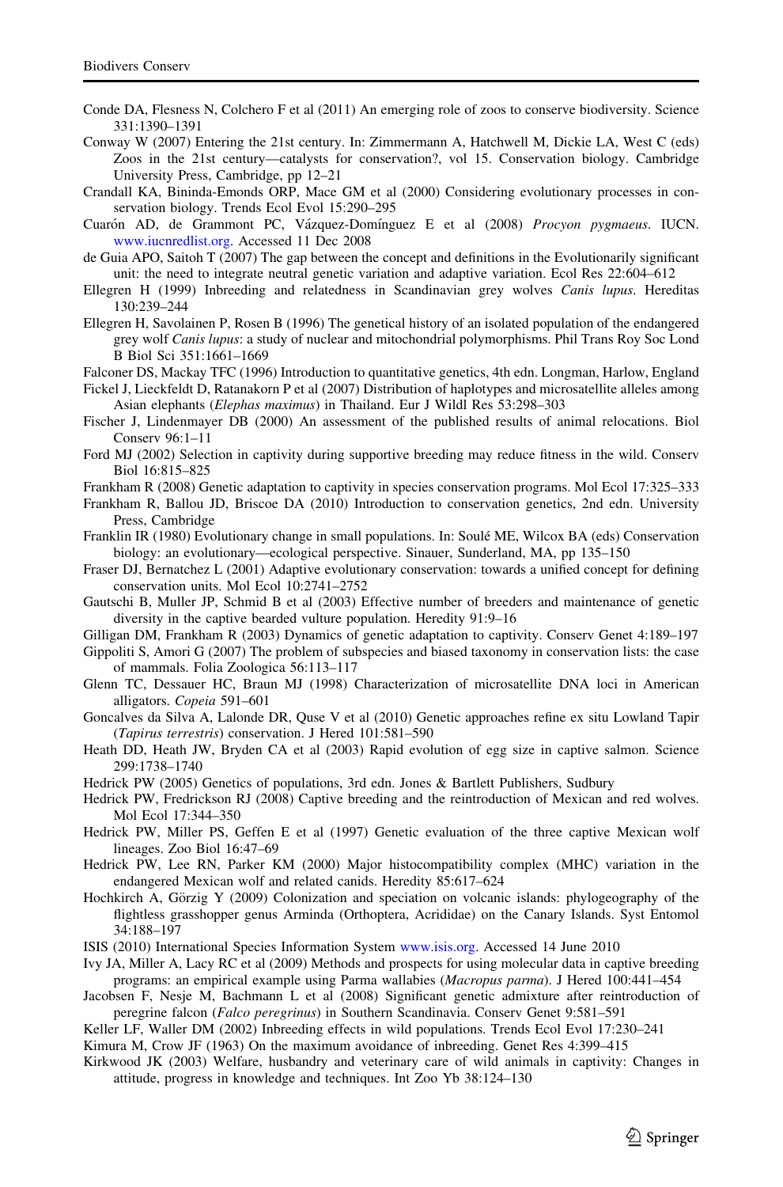Conde DA, Flesness N, Colchero F et al (2011) An emerging role of zoos to conserve biodiversity. Science 331:1390–1391

Conway W (2007) Entering the 21st century. In: Zimmermann A, Hatchwell M, Dickie LA, West C (eds) Zoos in the 21st century—catalysts for conservation?, vol 15. Conservation biology. Cambridge University Press, Cambridge, pp 12–21

Crandall KA, Bininda-Emonds ORP, Mace GM et al (2000) Considering evolutionary processes in conservation biology. Trends Ecol Evol 15:290–295

Cuarón AD, de Grammont PC, Vázquez-Domínguez E et al (2008) *Procyon pygmaeus*. IUCN. www.iucnredlist.org. Accessed 11 Dec 2008

de Guia APO, Saitoh T (2007) The gap between the concept and definitions in the Evolutionarily significant unit: the need to integrate neutral genetic variation and adaptive variation. Ecol Res 22:604–612

Ellegren H (1999) Inbreeding and relatedness in Scandinavian grey wolves *Canis lupus*. Hereditas 130:239–244

Ellegren H, Savolainen P, Rosen B (1996) The genetical history of an isolated population of the endangered grey wolf *Canis lupus*: a study of nuclear and mitochondrial polymorphisms. Phil Trans Roy Soc Lond B Biol Sci 351:1661–1669

Falconer DS, Mackay TFC (1996) Introduction to quantitative genetics, 4th edn. Longman, Harlow, England

Fickel J, Lieckfeldt D, Ratanakorn P et al (2007) Distribution of haplotypes and microsatellite alleles among Asian elephants (*Elephas maximus*) in Thailand. Eur J Wildl Res 53:298–303

Fischer J, Lindenmayer DB (2000) An assessment of the published results of animal relocations. Biol Conserv 96:1–11

Ford MJ (2002) Selection in captivity during supportive breeding may reduce fitness in the wild. Conserv Biol 16:815–825

Frankham R (2008) Genetic adaptation to captivity in species conservation programs. Mol Ecol 17:325–333

Frankham R, Ballou JD, Briscoe DA (2010) Introduction to conservation genetics, 2nd edn. University Press, Cambridge

Franklin IR (1980) Evolutionary change in small populations. In: Soulé ME, Wilcox BA (eds) Conservation biology: an evolutionary—ecological perspective. Sinauer, Sunderland, MA, pp 135–150

Fraser DJ, Bernatchez L (2001) Adaptive evolutionary conservation: towards a unified concept for defining conservation units. Mol Ecol 10:2741–2752

Gautschi B, Muller JP, Schmid B et al (2003) Effective number of breeders and maintenance of genetic diversity in the captive bearded vulture population. Heredity 91:9–16

Gilligan DM, Frankham R (2003) Dynamics of genetic adaptation to captivity. Conserv Genet 4:189–197

Gippoliti S, Amori G (2007) The problem of subspecies and biased taxonomy in conservation lists: the case of mammals. Folia Zoologica 56:113–117

Glenn TC, Dessauer HC, Braun MJ (1998) Characterization of microsatellite DNA loci in American alligators. *Copeia* 591–601

Goncalves da Silva A, Lalonde DR, Quse V et al (2010) Genetic approaches refine ex situ Lowland Tapir (*Tapirus terrestris*) conservation. J Hered 101:581–590

Heath DD, Heath JW, Bryden CA et al (2003) Rapid evolution of egg size in captive salmon. Science 299:1738–1740

Hedrick PW (2005) Genetics of populations, 3rd edn. Jones & Bartlett Publishers, Sudbury

Hedrick PW, Fredrickson RJ (2008) Captive breeding and the reintroduction of Mexican and red wolves. Mol Ecol 17:344–350

Hedrick PW, Miller PS, Geffen E et al (1997) Genetic evaluation of the three captive Mexican wolf lineages. Zoo Biol 16:47–69

Hedrick PW, Lee RN, Parker KM (2000) Major histocompatibility complex (MHC) variation in the endangered Mexican wolf and related canids. Heredity 85:617–624

Hochkirch A, Görzig Y (2009) Colonization and speciation on volcanic islands: phylogeography of the flightless grasshopper genus Arminda (Orthoptera, Acrididae) on the Canary Islands. Syst Entomol 34:188–197

ISIS (2010) International Species Information System www.isis.org. Accessed 14 June 2010

Ivy JA, Miller A, Lacy RC et al (2009) Methods and prospects for using molecular data in captive breeding programs: an empirical example using Parma wallabies (*Macropus parma*). J Hered 100:441–454

Jacobsen F, Nesje M, Bachmann L et al (2008) Significant genetic admixture after reintroduction of peregrine falcon (*Falco peregrinus*) in Southern Scandinavia. Conserv Genet 9:581–591

Keller LF, Waller DM (2002) Inbreeding effects in wild populations. Trends Ecol Evol 17:230–241

Kimura M, Crow JF (1963) On the maximum avoidance of inbreeding. Genet Res 4:399–415

Kirkwood JK (2003) Welfare, husbandry and veterinary care of wild animals in captivity: Changes in attitude, progress in knowledge and techniques. Int Zoo Yb 38:124–130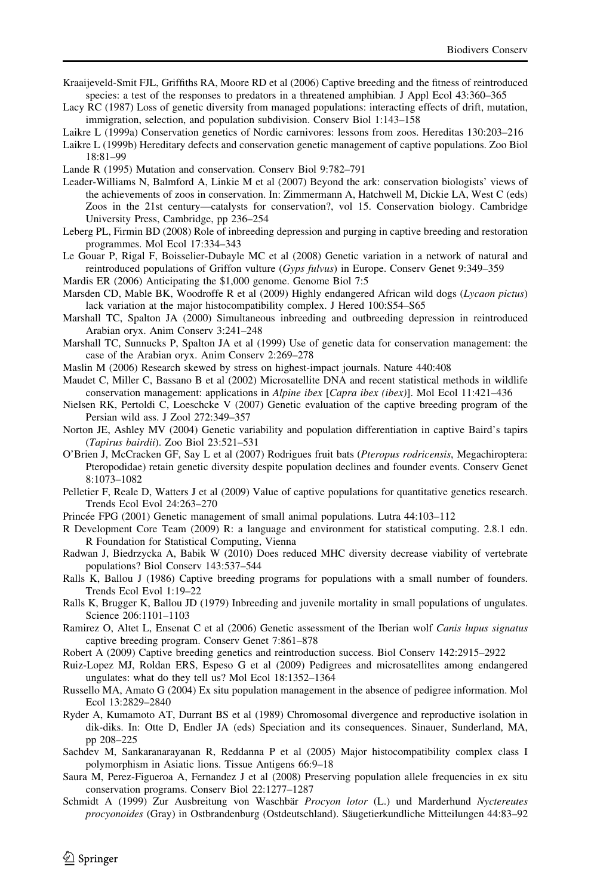Kraaijeveld-Smit FJL, Griffiths RA, Moore RD et al (2006) Captive breeding and the fitness of reintroduced species: a test of the responses to predators in a threatened amphibian. J Appl Ecol 43:360–365

Lacy RC (1987) Loss of genetic diversity from managed populations: interacting effects of drift, mutation, immigration, selection, and population subdivision. Conserv Biol 1:143–158

Laikre L (1999a) Conservation genetics of Nordic carnivores: lessons from zoos. Hereditas 130:203–216

Laikre L (1999b) Hereditary defects and conservation genetic management of captive populations. Zoo Biol 18:81–99

Lande R (1995) Mutation and conservation. Conserv Biol 9:782–791

Leader-Williams N, Balmford A, Linkie M et al (2007) Beyond the ark: conservation biologists' views of the achievements of zoos in conservation. In: Zimmermann A, Hatchwell M, Dickie LA, West C (eds) Zoos in the 21st century—catalysts for conservation?, vol 15. Conservation biology. Cambridge University Press, Cambridge, pp 236–254

Leberg PL, Firmin BD (2008) Role of inbreeding depression and purging in captive breeding and restoration programmes. Mol Ecol 17:334–343

Le Gouar P, Rigal F, Boisselier-Dubayle MC et al (2008) Genetic variation in a network of natural and reintroduced populations of Griffon vulture (*Gyps fulvus*) in Europe. Conserv Genet 9:349–359

Mardis ER (2006) Anticipating the $1,000 genome. Genome Biol 7:5

Marsden CD, Mable BK, Woodroffe R et al (2009) Highly endangered African wild dogs (*Lycaon pictus*) lack variation at the major histocompatibility complex. J Hered 100:S54–S65

Marshall TC, Spalton JA (2000) Simultaneous inbreeding and outbreeding depression in reintroduced Arabian oryx. Anim Conserv 3:241–248

Marshall TC, Sunnucks P, Spalton JA et al (1999) Use of genetic data for conservation management: the case of the Arabian oryx. Anim Conserv 2:269–278

Maslin M (2006) Research skewed by stress on highest-impact journals. Nature 440:408

Maudet C, Miller C, Bassano B et al (2002) Microsatellite DNA and recent statistical methods in wildlife conservation management: applications in *Alpine ibex* [*Capra ibex (ibex)*]. Mol Ecol 11:421–436

Nielsen RK, Pertoldi C, Loeschcke V (2007) Genetic evaluation of the captive breeding program of the Persian wild ass. J Zool 272:349–357

Norton JE, Ashley MV (2004) Genetic variability and population differentiation in captive Baird's tapirs (*Tapirus bairdii*). Zoo Biol 23:521–531

O'Brien J, McCracken GF, Say L et al (2007) Rodrigues fruit bats (*Pteropus rodricensis*, Megachiroptera: Pteropodidae) retain genetic diversity despite population declines and founder events. Conserv Genet 8:1073–1082

Pelletier F, Reale D, Watters J et al (2009) Value of captive populations for quantitative genetics research. Trends Ecol Evol 24:263–270

Princée FPG (2001) Genetic management of small animal populations. Lutra 44:103–112

R Development Core Team (2009) R: a language and environment for statistical computing. 2.8.1 edn. R Foundation for Statistical Computing, Vienna

Radwan J, Biedrzycka A, Babik W (2010) Does reduced MHC diversity decrease viability of vertebrate populations? Biol Conserv 143:537–544

Ralls K, Ballou J (1986) Captive breeding programs for populations with a small number of founders. Trends Ecol Evol 1:19–22

Ralls K, Brugger K, Ballou JD (1979) Inbreeding and juvenile mortality in small populations of ungulates. Science 206:1101–1103

Ramirez O, Altet L, Ensenat C et al (2006) Genetic assessment of the Iberian wolf *Canis lupus signatus* captive breeding program. Conserv Genet 7:861–878

Robert A (2009) Captive breeding genetics and reintroduction success. Biol Conserv 142:2915–2922

Ruiz-Lopez MJ, Roldan ERS, Espeso G et al (2009) Pedigrees and microsatellites among endangered ungulates: what do they tell us? Mol Ecol 18:1352–1364

Russello MA, Amato G (2004) Ex situ population management in the absence of pedigree information. Mol Ecol 13:2829–2840

Ryder A, Kumamoto AT, Durrant BS et al (1989) Chromosomal divergence and reproductive isolation in dik-diks. In: Otte D, Endler JA (eds) Speciation and its consequences. Sinauer, Sunderland, MA, pp 208–225

Sachdev M, Sankaranarayanan R, Reddanna P et al (2005) Major histocompatibility complex class I polymorphism in Asiatic lions. Tissue Antigens 66:9–18

Saura M, Perez-Figueroa A, Fernandez J et al (2008) Preserving population allele frequencies in ex situ conservation programs. Conserv Biol 22:1277–1287

Schmidt A (1999) Zur Ausbreitung von Waschbär *Procyon lotor* (L.) und Marderhund *Nyctereutes procyonoides* (Gray) in Ostbrandenburg (Ostdeutschland). Säugetierkundliche Mitteilungen 44:83–92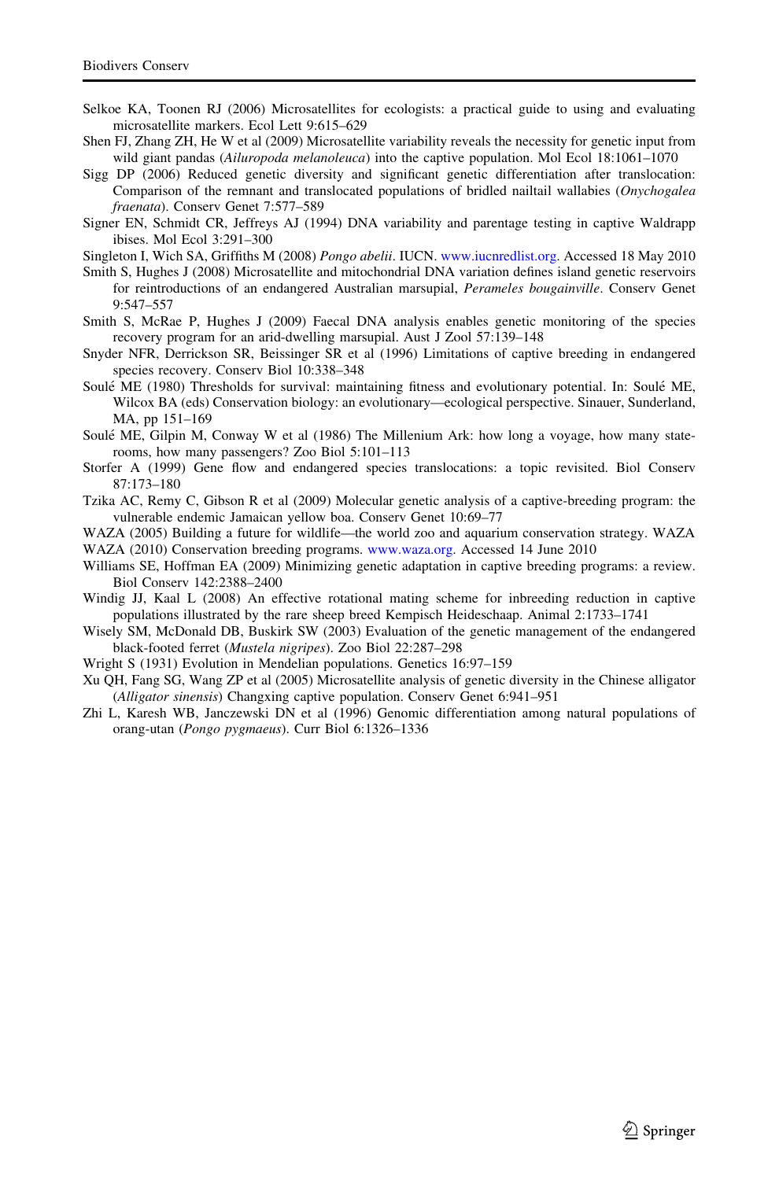Selkoe KA, Toonen RJ (2006) Microsatellites for ecologists: a practical guide to using and evaluating microsatellite markers. Ecol Lett 9:615–629

Shen FJ, Zhang ZH, He W et al (2009) Microsatellite variability reveals the necessity for genetic input from wild giant pandas (*Ailuropoda melanoleuca*) into the captive population. Mol Ecol 18:1061–1070

Sigg DP (2006) Reduced genetic diversity and significant genetic differentiation after translocation: Comparison of the remnant and translocated populations of bridled nailtail wallabies (*Onychogalea fraenata*). Conserv Genet 7:577–589

Signer EN, Schmidt CR, Jeffreys AJ (1994) DNA variability and parentage testing in captive Waldrapp ibises. Mol Ecol 3:291–300

Singleton I, Wich SA, Griffiths M (2008) *Pongo abelii*. IUCN. www.iucnredlist.org. Accessed 18 May 2010

Smith S, Hughes J (2008) Microsatellite and mitochondrial DNA variation defines island genetic reservoirs for reintroductions of an endangered Australian marsupial, *Perameles bougainville*. Conserv Genet 9:547–557

Smith S, McRae P, Hughes J (2009) Faecal DNA analysis enables genetic monitoring of the species recovery program for an arid-dwelling marsupial. Aust J Zool 57:139–148

Snyder NFR, Derrickson SR, Beissinger SR et al (1996) Limitations of captive breeding in endangered species recovery. Conserv Biol 10:338–348

Soulé ME (1980) Thresholds for survival: maintaining fitness and evolutionary potential. In: Soulé ME, Wilcox BA (eds) Conservation biology: an evolutionary—ecological perspective. Sinauer, Sunderland, MA, pp 151–169

Soulé ME, Gilpin M, Conway W et al (1986) The Millenium Ark: how long a voyage, how many staterooms, how many passengers? Zoo Biol 5:101–113

Storfer A (1999) Gene flow and endangered species translocations: a topic revisited. Biol Conserv 87:173–180

Tzika AC, Remy C, Gibson R et al (2009) Molecular genetic analysis of a captive-breeding program: the vulnerable endemic Jamaican yellow boa. Conserv Genet 10:69–77

WAZA (2005) Building a future for wildlife—the world zoo and aquarium conservation strategy. WAZA

WAZA (2010) Conservation breeding programs. www.waza.org. Accessed 14 June 2010

Williams SE, Hoffman EA (2009) Minimizing genetic adaptation in captive breeding programs: a review. Biol Conserv 142:2388–2400

Windig JJ, Kaal L (2008) An effective rotational mating scheme for inbreeding reduction in captive populations illustrated by the rare sheep breed Kempisch Heideschaap. Animal 2:1733–1741

Wisely SM, McDonald DB, Buskirk SW (2003) Evaluation of the genetic management of the endangered black-footed ferret (*Mustela nigripes*). Zoo Biol 22:287–298

Wright S (1931) Evolution in Mendelian populations. Genetics 16:97–159

Xu QH, Fang SG, Wang ZP et al (2005) Microsatellite analysis of genetic diversity in the Chinese alligator (*Alligator sinensis*) Changxing captive population. Conserv Genet 6:941–951

Zhi L, Karesh WB, Janczewski DN et al (1996) Genomic differentiation among natural populations of orang-utan (*Pongo pygmaeus*). Curr Biol 6:1326–1336